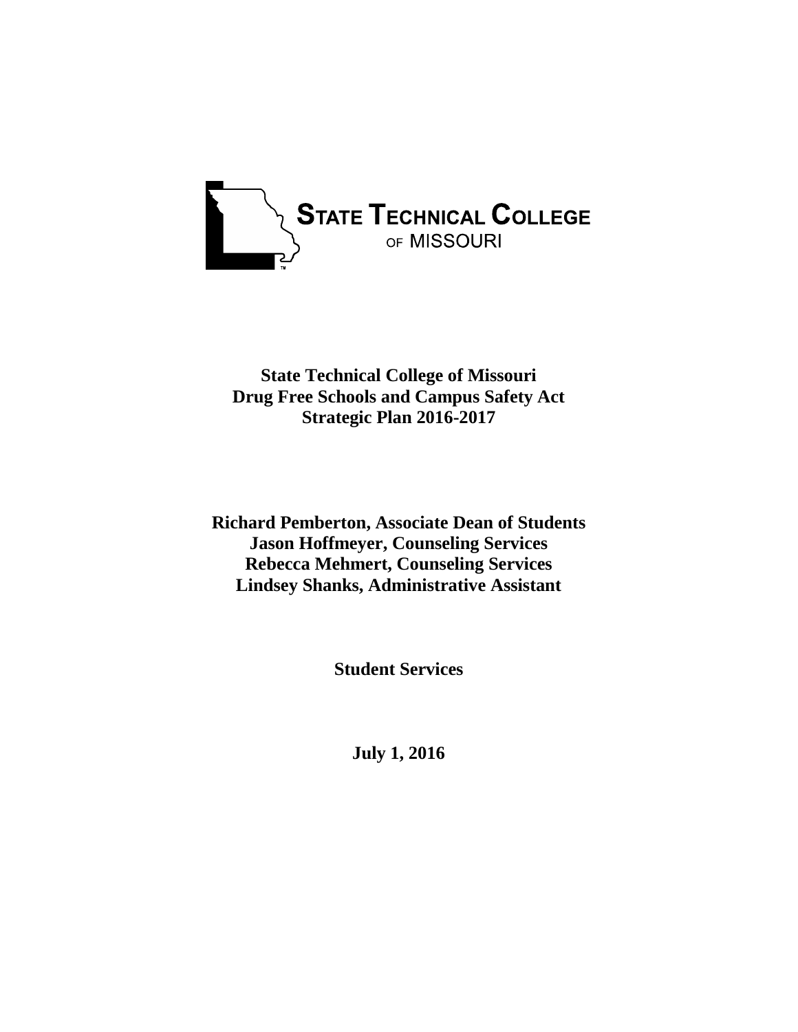STATE TECHNICAL COLLEGE OF MISSOURI

# State Technical College of Missouri
# Drug Free Schools and Campus Safety Act
# Strategic Plan 2016-2017

**Richard Pemberton, Associate Dean of Students**
**Jason Hoffmeyer, Counseling Services**
**Rebecca Mehmert, Counseling Services**
**Lindsey Shanks, Administrative Assistant**

**Student Services**

**July 1, 2016**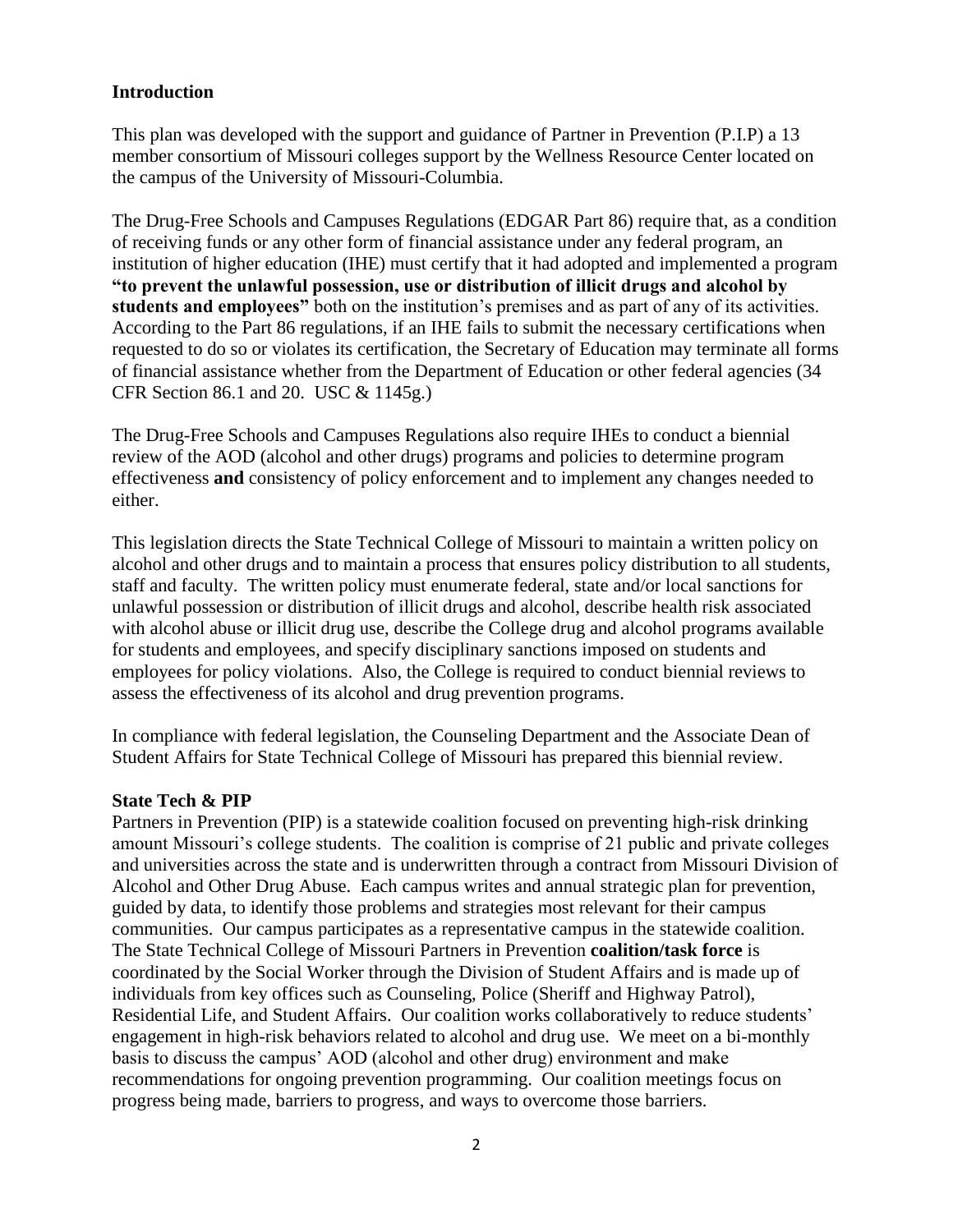## Introduction

This plan was developed with the support and guidance of Partner in Prevention (P.I.P) a 13 member consortium of Missouri colleges support by the Wellness Resource Center located on the campus of the University of Missouri-Columbia.

The Drug-Free Schools and Campuses Regulations (EDGAR Part 86) require that, as a condition of receiving funds or any other form of financial assistance under any federal program, an institution of higher education (IHE) must certify that it had adopted and implemented a program **"to prevent the unlawful possession, use or distribution of illicit drugs and alcohol by students and employees"** both on the institution's premises and as part of any of its activities. According to the Part 86 regulations, if an IHE fails to submit the necessary certifications when requested to do so or violates its certification, the Secretary of Education may terminate all forms of financial assistance whether from the Department of Education or other federal agencies (34 CFR Section 86.1 and 20. USC & 1145g.)

The Drug-Free Schools and Campuses Regulations also require IHEs to conduct a biennial review of the AOD (alcohol and other drugs) programs and policies to determine program effectiveness **and** consistency of policy enforcement and to implement any changes needed to either.

This legislation directs the State Technical College of Missouri to maintain a written policy on alcohol and other drugs and to maintain a process that ensures policy distribution to all students, staff and faculty. The written policy must enumerate federal, state and/or local sanctions for unlawful possession or distribution of illicit drugs and alcohol, describe health risk associated with alcohol abuse or illicit drug use, describe the College drug and alcohol programs available for students and employees, and specify disciplinary sanctions imposed on students and employees for policy violations. Also, the College is required to conduct biennial reviews to assess the effectiveness of its alcohol and drug prevention programs.

In compliance with federal legislation, the Counseling Department and the Associate Dean of Student Affairs for State Technical College of Missouri has prepared this biennial review.

### State Tech & PIP

Partners in Prevention (PIP) is a statewide coalition focused on preventing high-risk drinking amount Missouri's college students. The coalition is comprise of 21 public and private colleges and universities across the state and is underwritten through a contract from Missouri Division of Alcohol and Other Drug Abuse. Each campus writes and annual strategic plan for prevention, guided by data, to identify those problems and strategies most relevant for their campus communities. Our campus participates as a representative campus in the statewide coalition. The State Technical College of Missouri Partners in Prevention **coalition/task force** is coordinated by the Social Worker through the Division of Student Affairs and is made up of individuals from key offices such as Counseling, Police (Sheriff and Highway Patrol), Residential Life, and Student Affairs. Our coalition works collaboratively to reduce students' engagement in high-risk behaviors related to alcohol and drug use. We meet on a bi-monthly basis to discuss the campus' AOD (alcohol and other drug) environment and make recommendations for ongoing prevention programming. Our coalition meetings focus on progress being made, barriers to progress, and ways to overcome those barriers.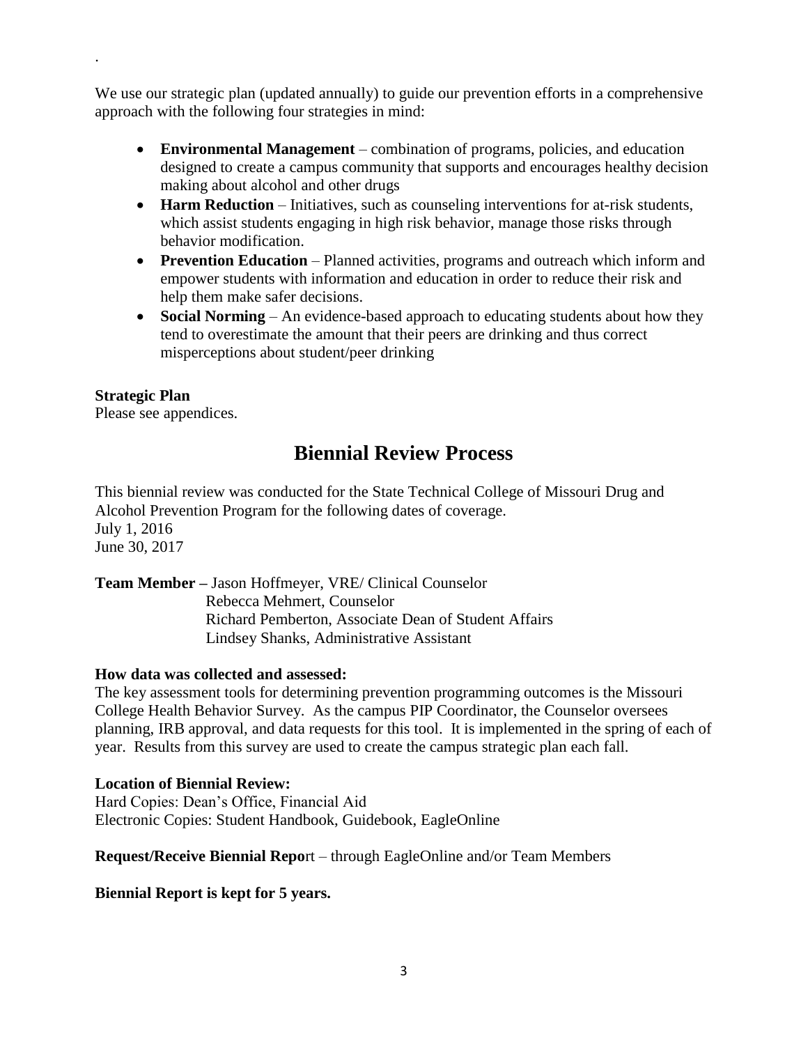.

We use our strategic plan (updated annually) to guide our prevention efforts in a comprehensive approach with the following four strategies in mind:

- **Environmental Management** – combination of programs, policies, and education designed to create a campus community that supports and encourages healthy decision making about alcohol and other drugs
- **Harm Reduction** – Initiatives, such as counseling interventions for at-risk students, which assist students engaging in high risk behavior, manage those risks through behavior modification.
- **Prevention Education** – Planned activities, programs and outreach which inform and empower students with information and education in order to reduce their risk and help them make safer decisions.
- **Social Norming** – An evidence-based approach to educating students about how they tend to overestimate the amount that their peers are drinking and thus correct misperceptions about student/peer drinking

**Strategic Plan**
Please see appendices.

# Biennial Review Process

This biennial review was conducted for the State Technical College of Missouri Drug and Alcohol Prevention Program for the following dates of coverage.
July 1, 2016
June 30, 2017

**Team Member –** Jason Hoffmeyer, VRE/ Clinical Counselor
Rebecca Mehmert, Counselor
Richard Pemberton, Associate Dean of Student Affairs
Lindsey Shanks, Administrative Assistant

**How data was collected and assessed:**
The key assessment tools for determining prevention programming outcomes is the Missouri College Health Behavior Survey. As the campus PIP Coordinator, the Counselor oversees planning, IRB approval, and data requests for this tool. It is implemented in the spring of each of year. Results from this survey are used to create the campus strategic plan each fall.

**Location of Biennial Review:**
Hard Copies: Dean's Office, Financial Aid
Electronic Copies: Student Handbook, Guidebook, EagleOnline

**Request/Receive Biennial Repo**rt – through EagleOnline and/or Team Members

**Biennial Report is kept for 5 years.**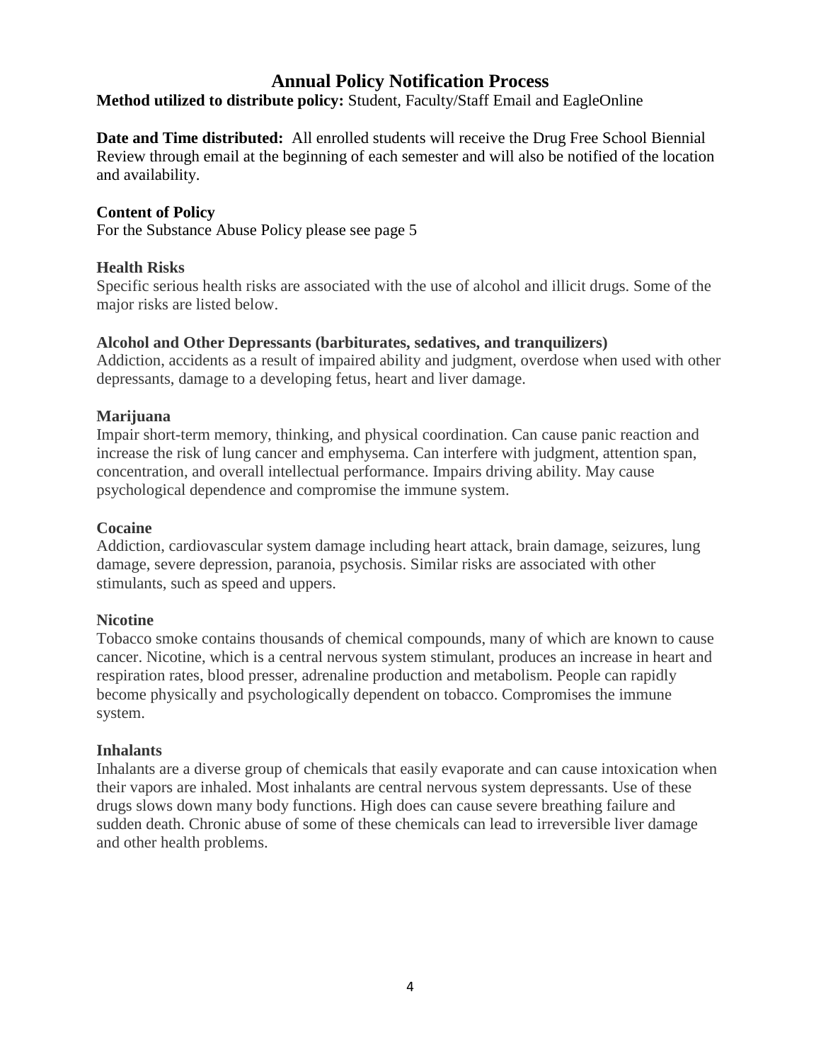# Annual Policy Notification Process

**Method utilized to distribute policy:** Student, Faculty/Staff Email and EagleOnline

**Date and Time distributed:** All enrolled students will receive the Drug Free School Biennial Review through email at the beginning of each semester and will also be notified of the location and availability.

**Content of Policy**
For the Substance Abuse Policy please see page 5

**Health Risks**
Specific serious health risks are associated with the use of alcohol and illicit drugs. Some of the major risks are listed below.

**Alcohol and Other Depressants (barbiturates, sedatives, and tranquilizers)**
Addiction, accidents as a result of impaired ability and judgment, overdose when used with other depressants, damage to a developing fetus, heart and liver damage.

**Marijuana**
Impair short-term memory, thinking, and physical coordination. Can cause panic reaction and increase the risk of lung cancer and emphysema. Can interfere with judgment, attention span, concentration, and overall intellectual performance. Impairs driving ability. May cause psychological dependence and compromise the immune system.

**Cocaine**
Addiction, cardiovascular system damage including heart attack, brain damage, seizures, lung damage, severe depression, paranoia, psychosis. Similar risks are associated with other stimulants, such as speed and uppers.

**Nicotine**
Tobacco smoke contains thousands of chemical compounds, many of which are known to cause cancer. Nicotine, which is a central nervous system stimulant, produces an increase in heart and respiration rates, blood presser, adrenaline production and metabolism. People can rapidly become physically and psychologically dependent on tobacco. Compromises the immune system.

**Inhalants**
Inhalants are a diverse group of chemicals that easily evaporate and can cause intoxication when their vapors are inhaled. Most inhalants are central nervous system depressants. Use of these drugs slows down many body functions. High does can cause severe breathing failure and sudden death. Chronic abuse of some of these chemicals can lead to irreversible liver damage and other health problems.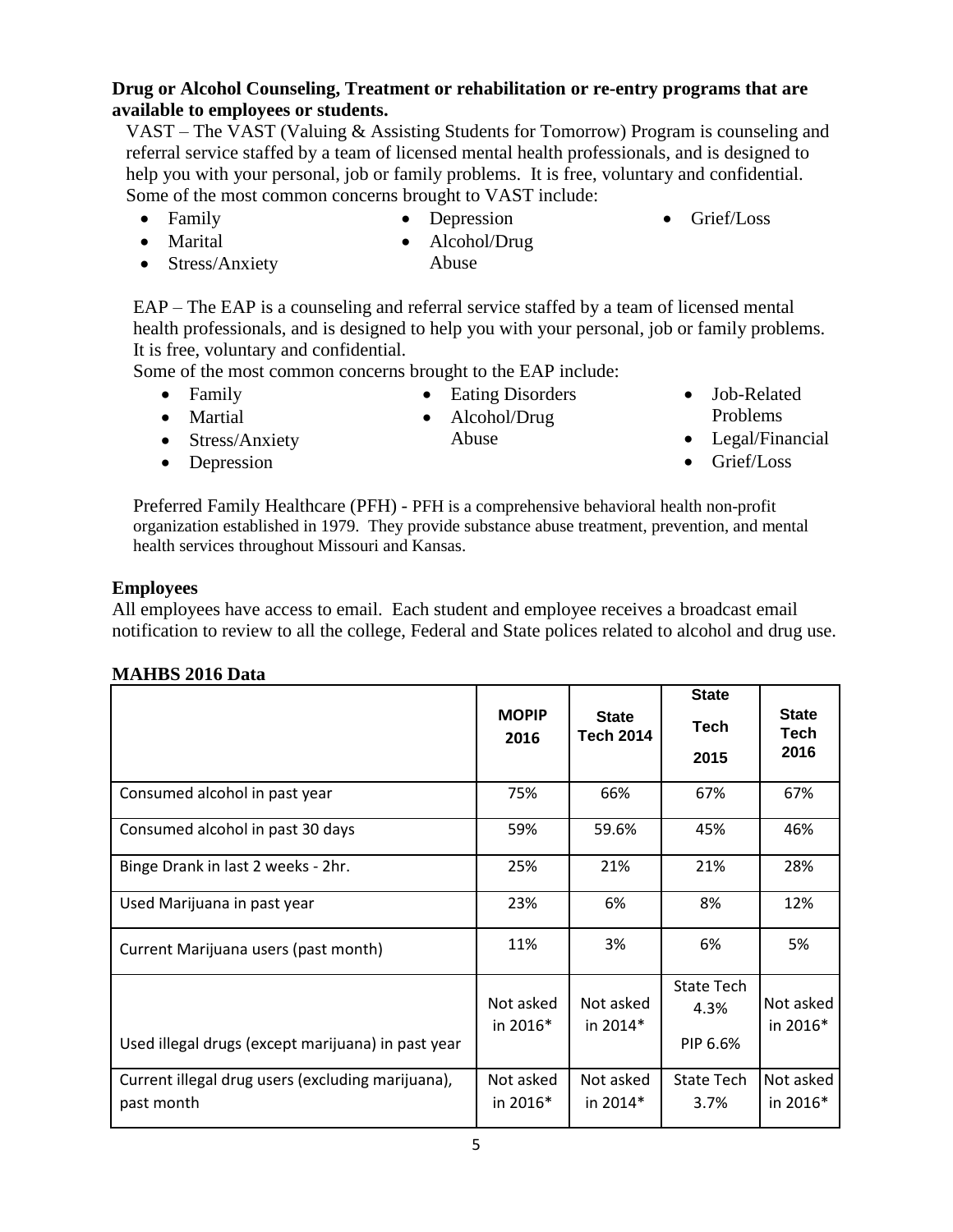**Drug or Alcohol Counseling, Treatment or rehabilitation or re-entry programs that are available to employees or students.**

VAST – The VAST (Valuing & Assisting Students for Tomorrow) Program is counseling and referral service staffed by a team of licensed mental health professionals, and is designed to help you with your personal, job or family problems. It is free, voluntary and confidential. Some of the most common concerns brought to VAST include:

- Family
- Marital
- Stress/Anxiety
- Depression
- Alcohol/Drug Abuse
- Grief/Loss

EAP – The EAP is a counseling and referral service staffed by a team of licensed mental health professionals, and is designed to help you with your personal, job or family problems. It is free, voluntary and confidential.

Some of the most common concerns brought to the EAP include:

- Family
- Martial
- Stress/Anxiety
- Depression
- Eating Disorders
- Alcohol/Drug Abuse
- Job-Related Problems
- Legal/Financial
- Grief/Loss

Preferred Family Healthcare (PFH) - PFH is a comprehensive behavioral health non-profit organization established in 1979. They provide substance abuse treatment, prevention, and mental health services throughout Missouri and Kansas.

**Employees**

All employees have access to email. Each student and employee receives a broadcast email notification to review to all the college, Federal and State polices related to alcohol and drug use.

**MAHBS 2016 Data**

| | MOPIP 2016 | State Tech 2014 | State Tech 2015 | State Tech 2016 |
|---|---|---|---|---|
| Consumed alcohol in past year | 75% | 66% | 67% | 67% |
| Consumed alcohol in past 30 days | 59% | 59.6% | 45% | 46% |
| Binge Drank in last 2 weeks - 2hr. | 25% | 21% | 21% | 28% |
| Used Marijuana in past year | 23% | 6% | 8% | 12% |
| Current Marijuana users (past month) | 11% | 3% | 6% | 5% |
| Used illegal drugs (except marijuana) in past year | Not asked in 2016* | Not asked in 2014* | State Tech 4.3% PIP 6.6% | Not asked in 2016* |
| Current illegal drug users (excluding marijuana), past month | Not asked in 2016* | Not asked in 2014* | State Tech 3.7% | Not asked in 2016* |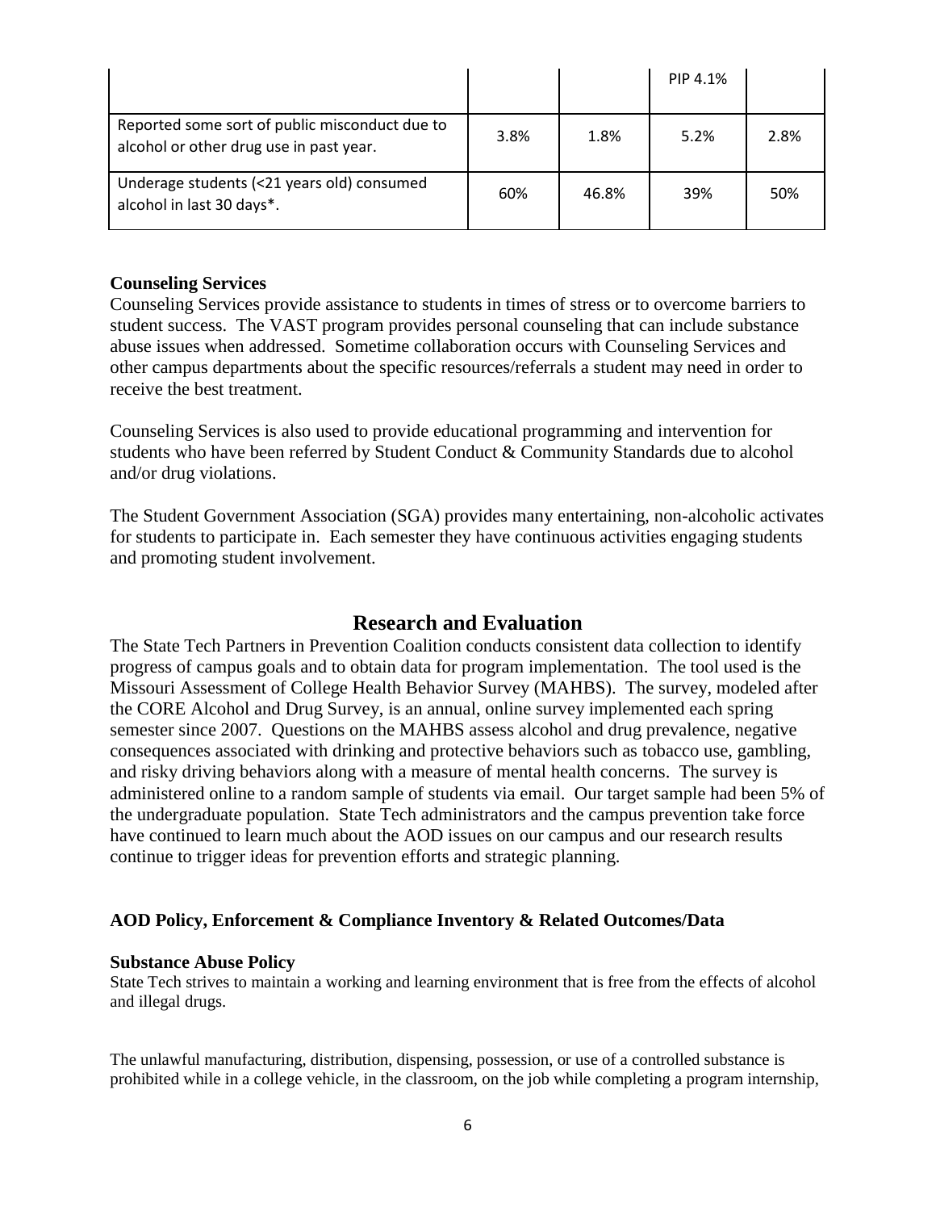| | | | | |
|---|---|---|---|---|
| | | | PIP 4.1% | |
| Reported some sort of public misconduct due to alcohol or other drug use in past year. | 3.8% | 1.8% | 5.2% | 2.8% |
| Underage students (<21 years old) consumed alcohol in last 30 days*. | 60% | 46.8% | 39% | 50% |

**Counseling Services**

Counseling Services provide assistance to students in times of stress or to overcome barriers to student success. The VAST program provides personal counseling that can include substance abuse issues when addressed. Sometime collaboration occurs with Counseling Services and other campus departments about the specific resources/referrals a student may need in order to receive the best treatment.

Counseling Services is also used to provide educational programming and intervention for students who have been referred by Student Conduct & Community Standards due to alcohol and/or drug violations.

The Student Government Association (SGA) provides many entertaining, non-alcoholic activates for students to participate in. Each semester they have continuous activities engaging students and promoting student involvement.

## Research and Evaluation

The State Tech Partners in Prevention Coalition conducts consistent data collection to identify progress of campus goals and to obtain data for program implementation. The tool used is the Missouri Assessment of College Health Behavior Survey (MAHBS). The survey, modeled after the CORE Alcohol and Drug Survey, is an annual, online survey implemented each spring semester since 2007. Questions on the MAHBS assess alcohol and drug prevalence, negative consequences associated with drinking and protective behaviors such as tobacco use, gambling, and risky driving behaviors along with a measure of mental health concerns. The survey is administered online to a random sample of students via email. Our target sample had been 5% of the undergraduate population. State Tech administrators and the campus prevention take force have continued to learn much about the AOD issues on our campus and our research results continue to trigger ideas for prevention efforts and strategic planning.

### AOD Policy, Enforcement & Compliance Inventory & Related Outcomes/Data

**Substance Abuse Policy**

State Tech strives to maintain a working and learning environment that is free from the effects of alcohol and illegal drugs.

The unlawful manufacturing, distribution, dispensing, possession, or use of a controlled substance is prohibited while in a college vehicle, in the classroom, on the job while completing a program internship,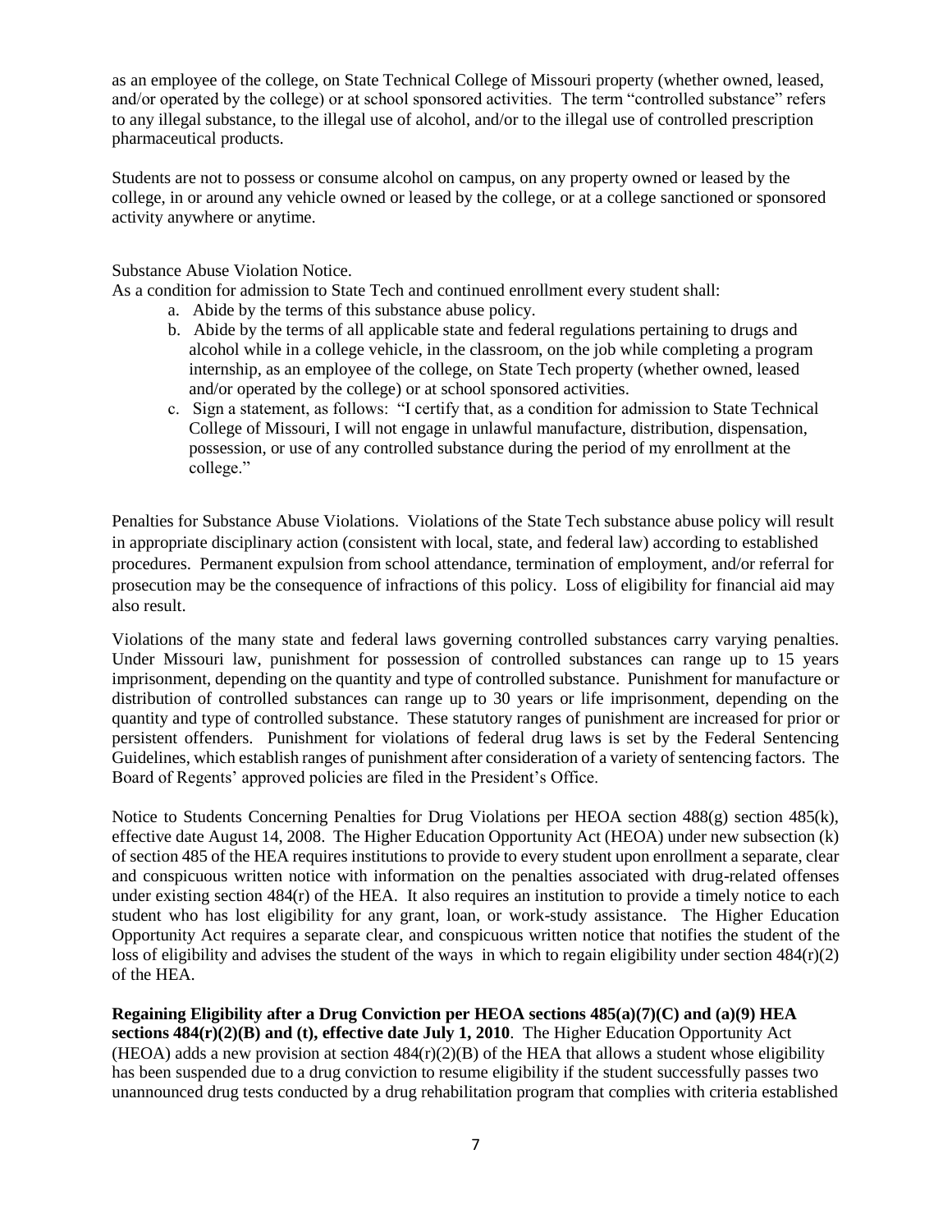as an employee of the college, on State Technical College of Missouri property (whether owned, leased, and/or operated by the college) or at school sponsored activities. The term "controlled substance" refers to any illegal substance, to the illegal use of alcohol, and/or to the illegal use of controlled prescription pharmaceutical products.

Students are not to possess or consume alcohol on campus, on any property owned or leased by the college, in or around any vehicle owned or leased by the college, or at a college sanctioned or sponsored activity anywhere or anytime.

Substance Abuse Violation Notice.

As a condition for admission to State Tech and continued enrollment every student shall:

a. Abide by the terms of this substance abuse policy.
b. Abide by the terms of all applicable state and federal regulations pertaining to drugs and alcohol while in a college vehicle, in the classroom, on the job while completing a program internship, as an employee of the college, on State Tech property (whether owned, leased and/or operated by the college) or at school sponsored activities.
c. Sign a statement, as follows: "I certify that, as a condition for admission to State Technical College of Missouri, I will not engage in unlawful manufacture, distribution, dispensation, possession, or use of any controlled substance during the period of my enrollment at the college."

Penalties for Substance Abuse Violations. Violations of the State Tech substance abuse policy will result in appropriate disciplinary action (consistent with local, state, and federal law) according to established procedures. Permanent expulsion from school attendance, termination of employment, and/or referral for prosecution may be the consequence of infractions of this policy. Loss of eligibility for financial aid may also result.

Violations of the many state and federal laws governing controlled substances carry varying penalties. Under Missouri law, punishment for possession of controlled substances can range up to 15 years imprisonment, depending on the quantity and type of controlled substance. Punishment for manufacture or distribution of controlled substances can range up to 30 years or life imprisonment, depending on the quantity and type of controlled substance. These statutory ranges of punishment are increased for prior or persistent offenders. Punishment for violations of federal drug laws is set by the Federal Sentencing Guidelines, which establish ranges of punishment after consideration of a variety of sentencing factors. The Board of Regents' approved policies are filed in the President's Office.

Notice to Students Concerning Penalties for Drug Violations per HEOA section 488(g) section 485(k), effective date August 14, 2008. The Higher Education Opportunity Act (HEOA) under new subsection (k) of section 485 of the HEA requires institutions to provide to every student upon enrollment a separate, clear and conspicuous written notice with information on the penalties associated with drug-related offenses under existing section 484(r) of the HEA. It also requires an institution to provide a timely notice to each student who has lost eligibility for any grant, loan, or work-study assistance. The Higher Education Opportunity Act requires a separate clear, and conspicuous written notice that notifies the student of the loss of eligibility and advises the student of the ways in which to regain eligibility under section 484(r)(2) of the HEA.

**Regaining Eligibility after a Drug Conviction per HEOA sections 485(a)(7)(C) and (a)(9) HEA sections 484(r)(2)(B) and (t), effective date July 1, 2010**. The Higher Education Opportunity Act (HEOA) adds a new provision at section 484(r)(2)(B) of the HEA that allows a student whose eligibility has been suspended due to a drug conviction to resume eligibility if the student successfully passes two unannounced drug tests conducted by a drug rehabilitation program that complies with criteria established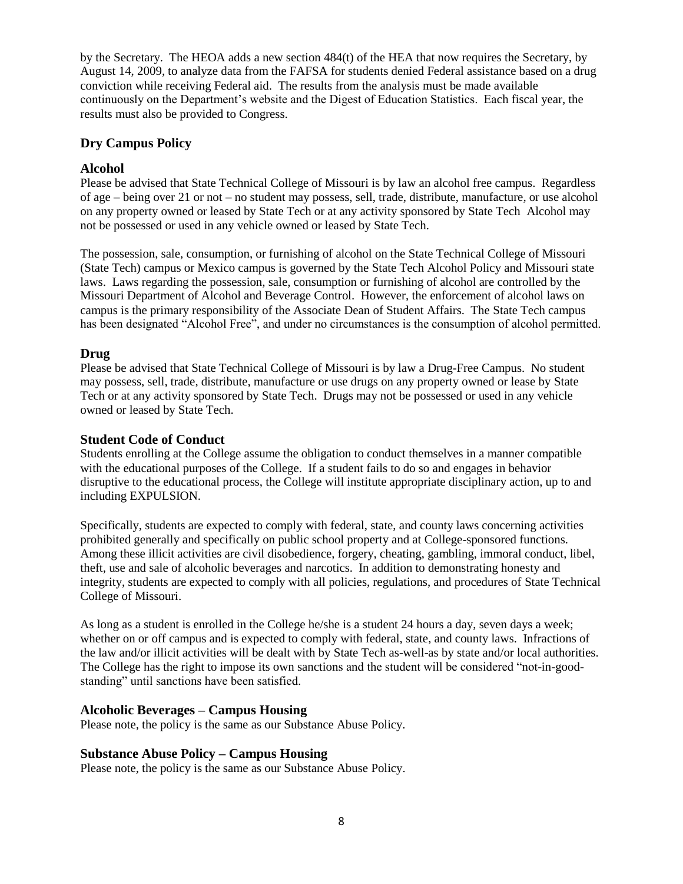by the Secretary. The HEOA adds a new section 484(t) of the HEA that now requires the Secretary, by August 14, 2009, to analyze data from the FAFSA for students denied Federal assistance based on a drug conviction while receiving Federal aid. The results from the analysis must be made available continuously on the Department's website and the Digest of Education Statistics. Each fiscal year, the results must also be provided to Congress.

## Dry Campus Policy

### Alcohol

Please be advised that State Technical College of Missouri is by law an alcohol free campus. Regardless of age – being over 21 or not – no student may possess, sell, trade, distribute, manufacture, or use alcohol on any property owned or leased by State Tech or at any activity sponsored by State Tech Alcohol may not be possessed or used in any vehicle owned or leased by State Tech.

The possession, sale, consumption, or furnishing of alcohol on the State Technical College of Missouri (State Tech) campus or Mexico campus is governed by the State Tech Alcohol Policy and Missouri state laws. Laws regarding the possession, sale, consumption or furnishing of alcohol are controlled by the Missouri Department of Alcohol and Beverage Control. However, the enforcement of alcohol laws on campus is the primary responsibility of the Associate Dean of Student Affairs. The State Tech campus has been designated "Alcohol Free", and under no circumstances is the consumption of alcohol permitted.

### Drug

Please be advised that State Technical College of Missouri is by law a Drug-Free Campus. No student may possess, sell, trade, distribute, manufacture or use drugs on any property owned or lease by State Tech or at any activity sponsored by State Tech. Drugs may not be possessed or used in any vehicle owned or leased by State Tech.

### Student Code of Conduct

Students enrolling at the College assume the obligation to conduct themselves in a manner compatible with the educational purposes of the College. If a student fails to do so and engages in behavior disruptive to the educational process, the College will institute appropriate disciplinary action, up to and including EXPULSION.

Specifically, students are expected to comply with federal, state, and county laws concerning activities prohibited generally and specifically on public school property and at College-sponsored functions. Among these illicit activities are civil disobedience, forgery, cheating, gambling, immoral conduct, libel, theft, use and sale of alcoholic beverages and narcotics. In addition to demonstrating honesty and integrity, students are expected to comply with all policies, regulations, and procedures of State Technical College of Missouri.

As long as a student is enrolled in the College he/she is a student 24 hours a day, seven days a week; whether on or off campus and is expected to comply with federal, state, and county laws. Infractions of the law and/or illicit activities will be dealt with by State Tech as-well-as by state and/or local authorities. The College has the right to impose its own sanctions and the student will be considered "not-in-good-standing" until sanctions have been satisfied.

### Alcoholic Beverages – Campus Housing

Please note, the policy is the same as our Substance Abuse Policy.

### Substance Abuse Policy – Campus Housing

Please note, the policy is the same as our Substance Abuse Policy.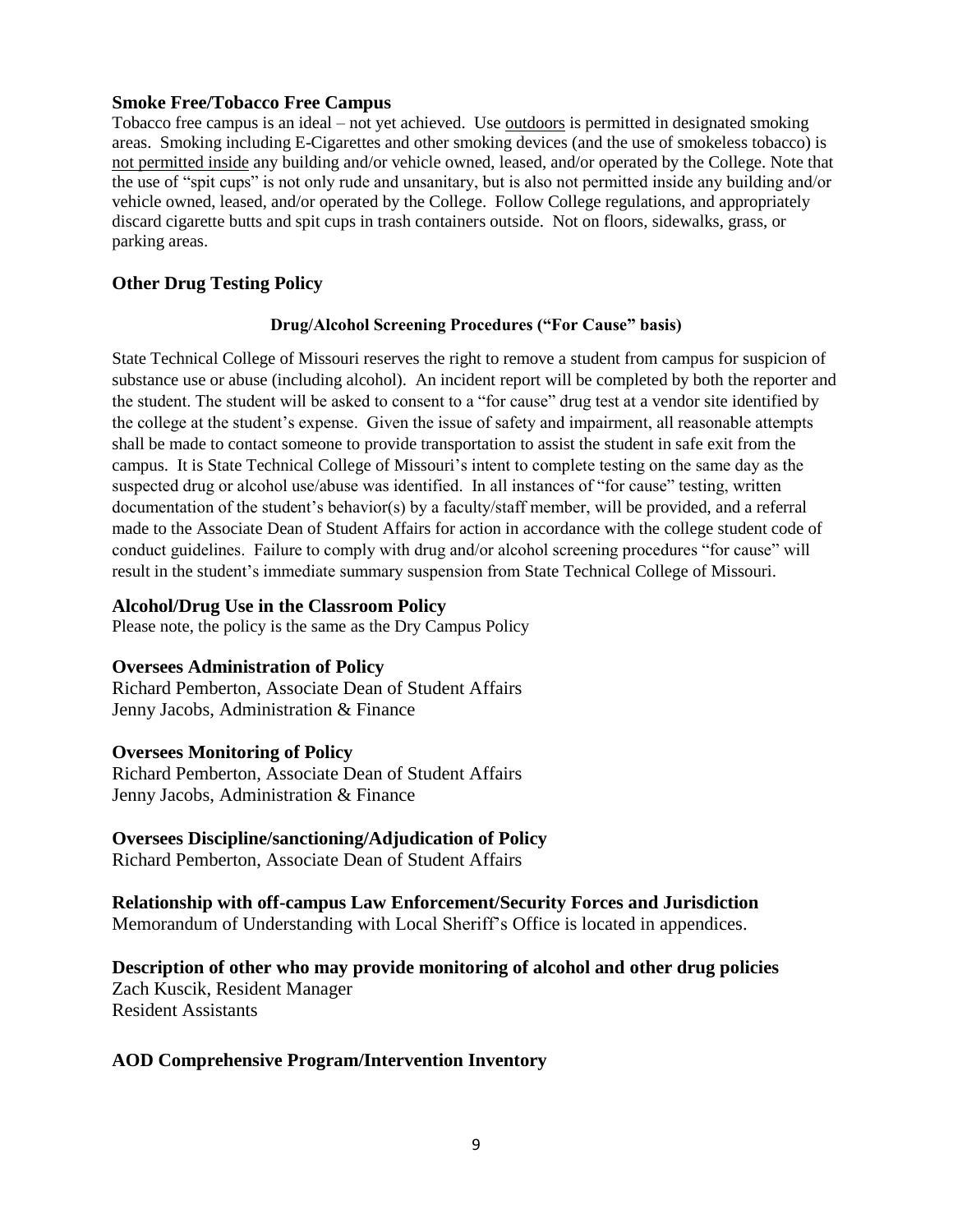### Smoke Free/Tobacco Free Campus

Tobacco free campus is an ideal – not yet achieved. Use outdoors is permitted in designated smoking areas. Smoking including E-Cigarettes and other smoking devices (and the use of smokeless tobacco) is not permitted inside any building and/or vehicle owned, leased, and/or operated by the College. Note that the use of "spit cups" is not only rude and unsanitary, but is also not permitted inside any building and/or vehicle owned, leased, and/or operated by the College. Follow College regulations, and appropriately discard cigarette butts and spit cups in trash containers outside. Not on floors, sidewalks, grass, or parking areas.

## Other Drug Testing Policy

#### Drug/Alcohol Screening Procedures ("For Cause" basis)

State Technical College of Missouri reserves the right to remove a student from campus for suspicion of substance use or abuse (including alcohol). An incident report will be completed by both the reporter and the student. The student will be asked to consent to a "for cause" drug test at a vendor site identified by the college at the student's expense. Given the issue of safety and impairment, all reasonable attempts shall be made to contact someone to provide transportation to assist the student in safe exit from the campus. It is State Technical College of Missouri's intent to complete testing on the same day as the suspected drug or alcohol use/abuse was identified. In all instances of "for cause" testing, written documentation of the student's behavior(s) by a faculty/staff member, will be provided, and a referral made to the Associate Dean of Student Affairs for action in accordance with the college student code of conduct guidelines. Failure to comply with drug and/or alcohol screening procedures "for cause" will result in the student's immediate summary suspension from State Technical College of Missouri.

### Alcohol/Drug Use in the Classroom Policy

Please note, the policy is the same as the Dry Campus Policy

### Oversees Administration of Policy

Richard Pemberton, Associate Dean of Student Affairs
Jenny Jacobs, Administration & Finance

### Oversees Monitoring of Policy

Richard Pemberton, Associate Dean of Student Affairs
Jenny Jacobs, Administration & Finance

### Oversees Discipline/sanctioning/Adjudication of Policy

Richard Pemberton, Associate Dean of Student Affairs

### Relationship with off-campus Law Enforcement/Security Forces and Jurisdiction

Memorandum of Understanding with Local Sheriff's Office is located in appendices.

### Description of other who may provide monitoring of alcohol and other drug policies

Zach Kuscik, Resident Manager
Resident Assistants

## AOD Comprehensive Program/Intervention Inventory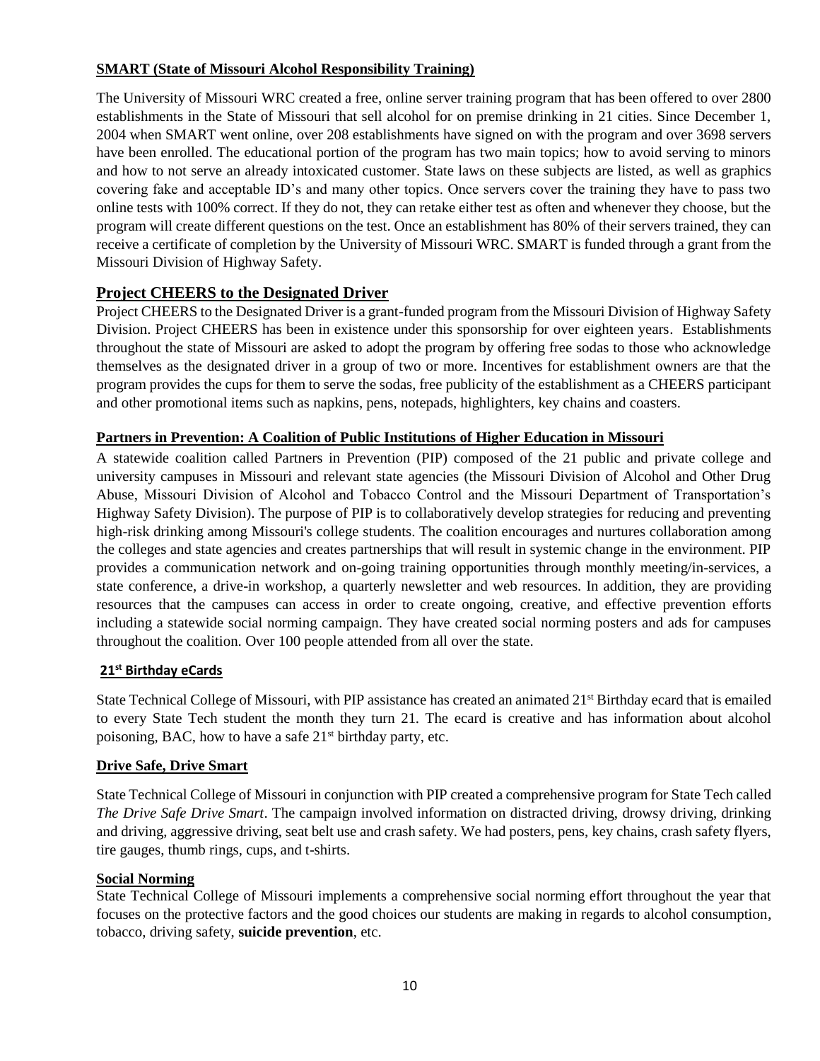**SMART (State of Missouri Alcohol Responsibility Training)**

The University of Missouri WRC created a free, online server training program that has been offered to over 2800 establishments in the State of Missouri that sell alcohol for on premise drinking in 21 cities. Since December 1, 2004 when SMART went online, over 208 establishments have signed on with the program and over 3698 servers have been enrolled. The educational portion of the program has two main topics; how to avoid serving to minors and how to not serve an already intoxicated customer. State laws on these subjects are listed, as well as graphics covering fake and acceptable ID's and many other topics. Once servers cover the training they have to pass two online tests with 100% correct. If they do not, they can retake either test as often and whenever they choose, but the program will create different questions on the test. Once an establishment has 80% of their servers trained, they can receive a certificate of completion by the University of Missouri WRC. SMART is funded through a grant from the Missouri Division of Highway Safety.

## Project CHEERS to the Designated Driver

Project CHEERS to the Designated Driver is a grant-funded program from the Missouri Division of Highway Safety Division. Project CHEERS has been in existence under this sponsorship for over eighteen years. Establishments throughout the state of Missouri are asked to adopt the program by offering free sodas to those who acknowledge themselves as the designated driver in a group of two or more. Incentives for establishment owners are that the program provides the cups for them to serve the sodas, free publicity of the establishment as a CHEERS participant and other promotional items such as napkins, pens, notepads, highlighters, key chains and coasters.

**Partners in Prevention: A Coalition of Public Institutions of Higher Education in Missouri**

A statewide coalition called Partners in Prevention (PIP) composed of the 21 public and private college and university campuses in Missouri and relevant state agencies (the Missouri Division of Alcohol and Other Drug Abuse, Missouri Division of Alcohol and Tobacco Control and the Missouri Department of Transportation's Highway Safety Division). The purpose of PIP is to collaboratively develop strategies for reducing and preventing high-risk drinking among Missouri's college students. The coalition encourages and nurtures collaboration among the colleges and state agencies and creates partnerships that will result in systemic change in the environment. PIP provides a communication network and on-going training opportunities through monthly meeting/in-services, a state conference, a drive-in workshop, a quarterly newsletter and web resources. In addition, they are providing resources that the campuses can access in order to create ongoing, creative, and effective prevention efforts including a statewide social norming campaign. They have created social norming posters and ads for campuses throughout the coalition. Over 100 people attended from all over the state.

**21st Birthday eCards**

State Technical College of Missouri, with PIP assistance has created an animated 21st Birthday ecard that is emailed to every State Tech student the month they turn 21. The ecard is creative and has information about alcohol poisoning, BAC, how to have a safe 21st birthday party, etc.

**Drive Safe, Drive Smart**

State Technical College of Missouri in conjunction with PIP created a comprehensive program for State Tech called *The Drive Safe Drive Smart*. The campaign involved information on distracted driving, drowsy driving, drinking and driving, aggressive driving, seat belt use and crash safety. We had posters, pens, key chains, crash safety flyers, tire gauges, thumb rings, cups, and t-shirts.

**Social Norming**

State Technical College of Missouri implements a comprehensive social norming effort throughout the year that focuses on the protective factors and the good choices our students are making in regards to alcohol consumption, tobacco, driving safety, **suicide prevention**, etc.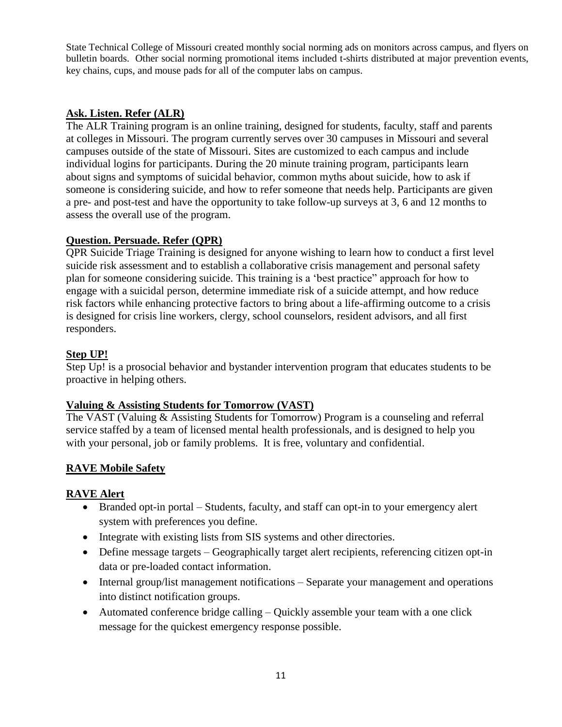State Technical College of Missouri created monthly social norming ads on monitors across campus, and flyers on bulletin boards. Other social norming promotional items included t-shirts distributed at major prevention events, key chains, cups, and mouse pads for all of the computer labs on campus.

## Ask. Listen. Refer (ALR)

The ALR Training program is an online training, designed for students, faculty, staff and parents at colleges in Missouri. The program currently serves over 30 campuses in Missouri and several campuses outside of the state of Missouri. Sites are customized to each campus and include individual logins for participants. During the 20 minute training program, participants learn about signs and symptoms of suicidal behavior, common myths about suicide, how to ask if someone is considering suicide, and how to refer someone that needs help. Participants are given a pre- and post-test and have the opportunity to take follow-up surveys at 3, 6 and 12 months to assess the overall use of the program.

## Question. Persuade. Refer (QPR)

QPR Suicide Triage Training is designed for anyone wishing to learn how to conduct a first level suicide risk assessment and to establish a collaborative crisis management and personal safety plan for someone considering suicide. This training is a 'best practice" approach for how to engage with a suicidal person, determine immediate risk of a suicide attempt, and how reduce risk factors while enhancing protective factors to bring about a life-affirming outcome to a crisis is designed for crisis line workers, clergy, school counselors, resident advisors, and all first responders.

## Step UP!

Step Up! is a prosocial behavior and bystander intervention program that educates students to be proactive in helping others.

## Valuing & Assisting Students for Tomorrow (VAST)

The VAST (Valuing & Assisting Students for Tomorrow) Program is a counseling and referral service staffed by a team of licensed mental health professionals, and is designed to help you with your personal, job or family problems. It is free, voluntary and confidential.

## RAVE Mobile Safety

## RAVE Alert

- Branded opt-in portal – Students, faculty, and staff can opt-in to your emergency alert system with preferences you define.
- Integrate with existing lists from SIS systems and other directories.
- Define message targets – Geographically target alert recipients, referencing citizen opt-in data or pre-loaded contact information.
- Internal group/list management notifications – Separate your management and operations into distinct notification groups.
- Automated conference bridge calling – Quickly assemble your team with a one click message for the quickest emergency response possible.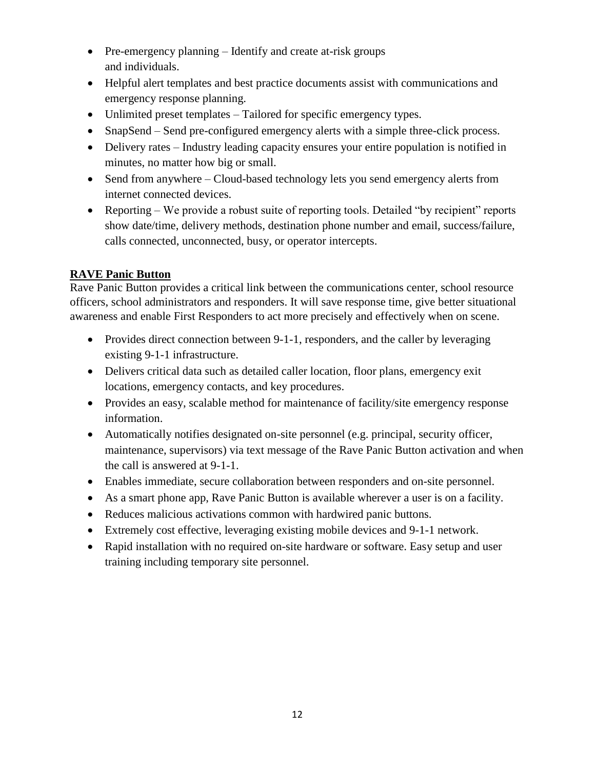- Pre-emergency planning – Identify and create at-risk groups and individuals.
- Helpful alert templates and best practice documents assist with communications and emergency response planning.
- Unlimited preset templates – Tailored for specific emergency types.
- SnapSend – Send pre-configured emergency alerts with a simple three-click process.
- Delivery rates – Industry leading capacity ensures your entire population is notified in minutes, no matter how big or small.
- Send from anywhere – Cloud-based technology lets you send emergency alerts from internet connected devices.
- Reporting – We provide a robust suite of reporting tools. Detailed "by recipient" reports show date/time, delivery methods, destination phone number and email, success/failure, calls connected, unconnected, busy, or operator intercepts.

**RAVE Panic Button**

Rave Panic Button provides a critical link between the communications center, school resource officers, school administrators and responders. It will save response time, give better situational awareness and enable First Responders to act more precisely and effectively when on scene.

- Provides direct connection between 9-1-1, responders, and the caller by leveraging existing 9-1-1 infrastructure.
- Delivers critical data such as detailed caller location, floor plans, emergency exit locations, emergency contacts, and key procedures.
- Provides an easy, scalable method for maintenance of facility/site emergency response information.
- Automatically notifies designated on-site personnel (e.g. principal, security officer, maintenance, supervisors) via text message of the Rave Panic Button activation and when the call is answered at 9-1-1.
- Enables immediate, secure collaboration between responders and on-site personnel.
- As a smart phone app, Rave Panic Button is available wherever a user is on a facility.
- Reduces malicious activations common with hardwired panic buttons.
- Extremely cost effective, leveraging existing mobile devices and 9-1-1 network.
- Rapid installation with no required on-site hardware or software. Easy setup and user training including temporary site personnel.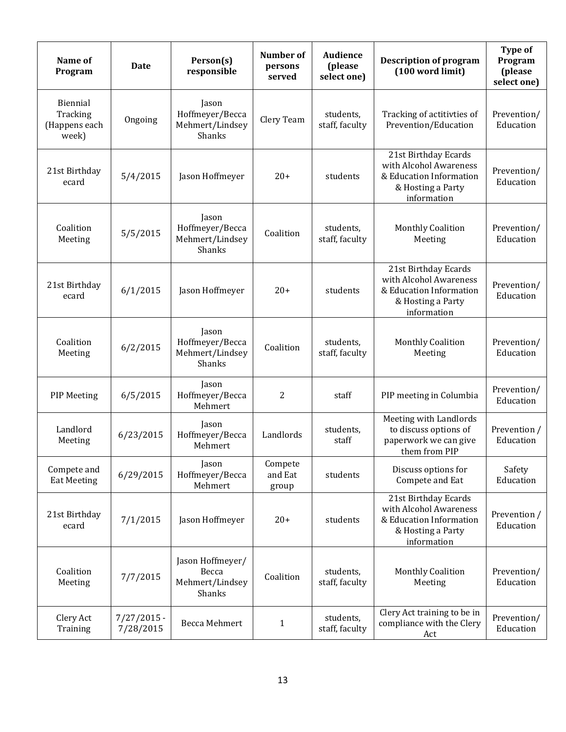| Name of Program | Date | Person(s) responsible | Number of persons served | Audience (please select one) | Description of program (100 word limit) | Type of Program (please select one) |
|---|---|---|---|---|---|---|
| Biennial Tracking (Happens each week) | Ongoing | Jason Hoffmeyer/Becca Mehmert/Lindsey Shanks | Clery Team | students, staff, faculty | Tracking of actitivties of Prevention/Education | Prevention/ Education |
| 21st Birthday ecard | 5/4/2015 | Jason Hoffmeyer | 20+ | students | 21st Birthday Ecards with Alcohol Awareness & Education Information & Hosting a Party information | Prevention/ Education |
| Coalition Meeting | 5/5/2015 | Jason Hoffmeyer/Becca Mehmert/Lindsey Shanks | Coalition | students, staff, faculty | Monthly Coalition Meeting | Prevention/ Education |
| 21st Birthday ecard | 6/1/2015 | Jason Hoffmeyer | 20+ | students | 21st Birthday Ecards with Alcohol Awareness & Education Information & Hosting a Party information | Prevention/ Education |
| Coalition Meeting | 6/2/2015 | Jason Hoffmeyer/Becca Mehmert/Lindsey Shanks | Coalition | students, staff, faculty | Monthly Coalition Meeting | Prevention/ Education |
| PIP Meeting | 6/5/2015 | Jason Hoffmeyer/Becca Mehmert | 2 | staff | PIP meeting in Columbia | Prevention/ Education |
| Landlord Meeting | 6/23/2015 | Jason Hoffmeyer/Becca Mehmert | Landlords | students, staff | Meeting with Landlords to discuss options of paperwork we can give them from PIP | Prevention / Education |
| Compete and Eat Meeting | 6/29/2015 | Jason Hoffmeyer/Becca Mehmert | Compete and Eat group | students | Discuss options for Compete and Eat | Safety Education |
| 21st Birthday ecard | 7/1/2015 | Jason Hoffmeyer | 20+ | students | 21st Birthday Ecards with Alcohol Awareness & Education Information & Hosting a Party information | Prevention / Education |
| Coalition Meeting | 7/7/2015 | Jason Hoffmeyer/ Becca Mehmert/Lindsey Shanks | Coalition | students, staff, faculty | Monthly Coalition Meeting | Prevention/ Education |
| Clery Act Training | 7/27/2015 - 7/28/2015 | Becca Mehmert | 1 | students, staff, faculty | Clery Act training to be in compliance with the Clery Act | Prevention/ Education |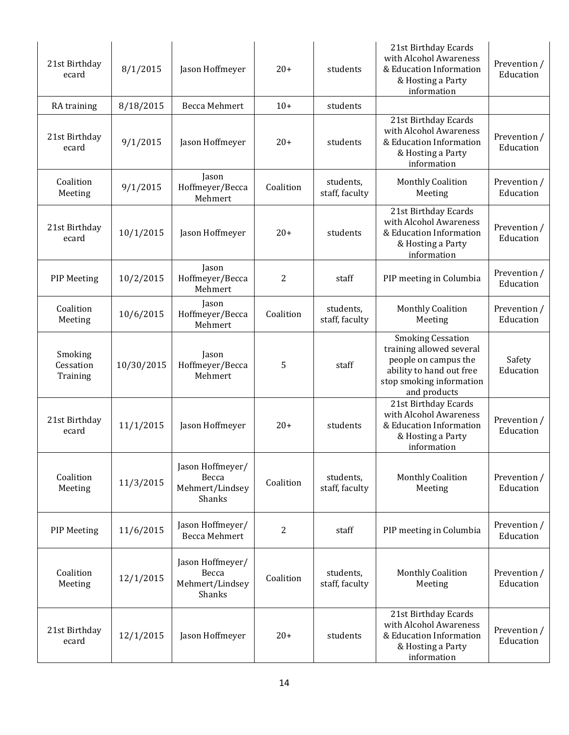| | | | | | | |
|---|---|---|---|---|---|---|
| 21st Birthday ecard | 8/1/2015 | Jason Hoffmeyer | 20+ | students | 21st Birthday Ecards with Alcohol Awareness & Education Information & Hosting a Party information | Prevention / Education |
| RA training | 8/18/2015 | Becca Mehmert | 10+ | students | | |
| 21st Birthday ecard | 9/1/2015 | Jason Hoffmeyer | 20+ | students | 21st Birthday Ecards with Alcohol Awareness & Education Information & Hosting a Party information | Prevention / Education |
| Coalition Meeting | 9/1/2015 | Jason Hoffmeyer/Becca Mehmert | Coalition | students, staff, faculty | Monthly Coalition Meeting | Prevention / Education |
| 21st Birthday ecard | 10/1/2015 | Jason Hoffmeyer | 20+ | students | 21st Birthday Ecards with Alcohol Awareness & Education Information & Hosting a Party information | Prevention / Education |
| PIP Meeting | 10/2/2015 | Jason Hoffmeyer/Becca Mehmert | 2 | staff | PIP meeting in Columbia | Prevention / Education |
| Coalition Meeting | 10/6/2015 | Jason Hoffmeyer/Becca Mehmert | Coalition | students, staff, faculty | Monthly Coalition Meeting | Prevention / Education |
| Smoking Cessation Training | 10/30/2015 | Jason Hoffmeyer/Becca Mehmert | 5 | staff | Smoking Cessation training allowed several people on campus the ability to hand out free stop smoking information and products | Safety Education |
| 21st Birthday ecard | 11/1/2015 | Jason Hoffmeyer | 20+ | students | 21st Birthday Ecards with Alcohol Awareness & Education Information & Hosting a Party information | Prevention / Education |
| Coalition Meeting | 11/3/2015 | Jason Hoffmeyer/ Becca Mehmert/Lindsey Shanks | Coalition | students, staff, faculty | Monthly Coalition Meeting | Prevention / Education |
| PIP Meeting | 11/6/2015 | Jason Hoffmeyer/ Becca Mehmert | 2 | staff | PIP meeting in Columbia | Prevention / Education |
| Coalition Meeting | 12/1/2015 | Jason Hoffmeyer/ Becca Mehmert/Lindsey Shanks | Coalition | students, staff, faculty | Monthly Coalition Meeting | Prevention / Education |
| 21st Birthday ecard | 12/1/2015 | Jason Hoffmeyer | 20+ | students | 21st Birthday Ecards with Alcohol Awareness & Education Information & Hosting a Party information | Prevention / Education |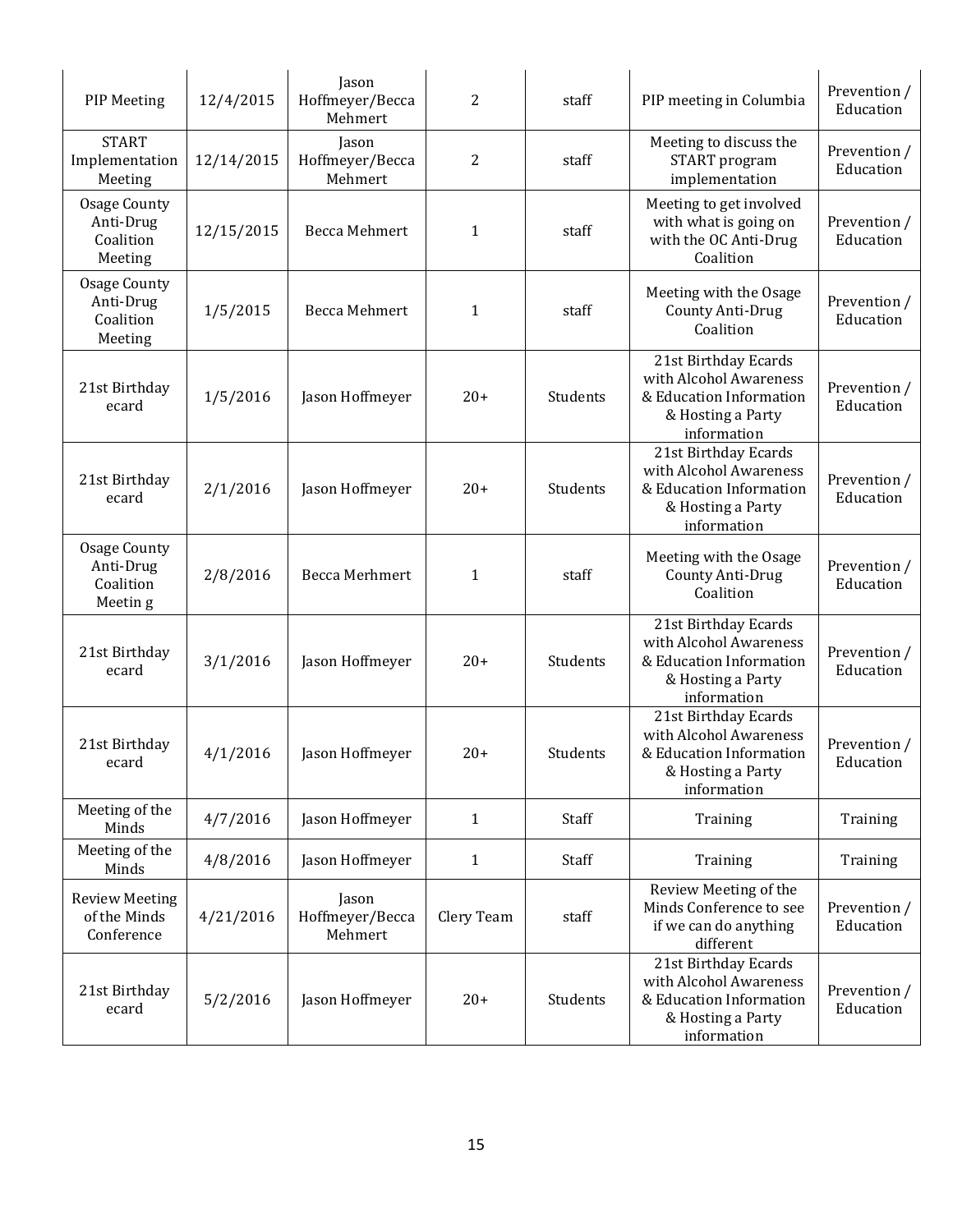| PIP Meeting | 12/4/2015 | Jason Hoffmeyer/Becca Mehmert | 2 | staff | PIP meeting in Columbia | Prevention / Education |
|---|---|---|---|---|---|---|
| START Implementation Meeting | 12/14/2015 | Jason Hoffmeyer/Becca Mehmert | 2 | staff | Meeting to discuss the START program implementation | Prevention / Education |
| Osage County Anti-Drug Coalition Meeting | 12/15/2015 | Becca Mehmert | 1 | staff | Meeting to get involved with what is going on with the OC Anti-Drug Coalition | Prevention / Education |
| Osage County Anti-Drug Coalition Meeting | 1/5/2015 | Becca Mehmert | 1 | staff | Meeting with the Osage County Anti-Drug Coalition | Prevention / Education |
| 21st Birthday ecard | 1/5/2016 | Jason Hoffmeyer | 20+ | Students | 21st Birthday Ecards with Alcohol Awareness & Education Information & Hosting a Party information | Prevention / Education |
| 21st Birthday ecard | 2/1/2016 | Jason Hoffmeyer | 20+ | Students | 21st Birthday Ecards with Alcohol Awareness & Education Information & Hosting a Party information | Prevention / Education |
| Osage County Anti-Drug Coalition Meetin g | 2/8/2016 | Becca Merhmert | 1 | staff | Meeting with the Osage County Anti-Drug Coalition | Prevention / Education |
| 21st Birthday ecard | 3/1/2016 | Jason Hoffmeyer | 20+ | Students | 21st Birthday Ecards with Alcohol Awareness & Education Information & Hosting a Party information | Prevention / Education |
| 21st Birthday ecard | 4/1/2016 | Jason Hoffmeyer | 20+ | Students | 21st Birthday Ecards with Alcohol Awareness & Education Information & Hosting a Party information | Prevention / Education |
| Meeting of the Minds | 4/7/2016 | Jason Hoffmeyer | 1 | Staff | Training | Training |
| Meeting of the Minds | 4/8/2016 | Jason Hoffmeyer | 1 | Staff | Training | Training |
| Review Meeting of the Minds Conference | 4/21/2016 | Jason Hoffmeyer/Becca Mehmert | Clery Team | staff | Review Meeting of the Minds Conference to see if we can do anything different | Prevention / Education |
| 21st Birthday ecard | 5/2/2016 | Jason Hoffmeyer | 20+ | Students | 21st Birthday Ecards with Alcohol Awareness & Education Information & Hosting a Party information | Prevention / Education |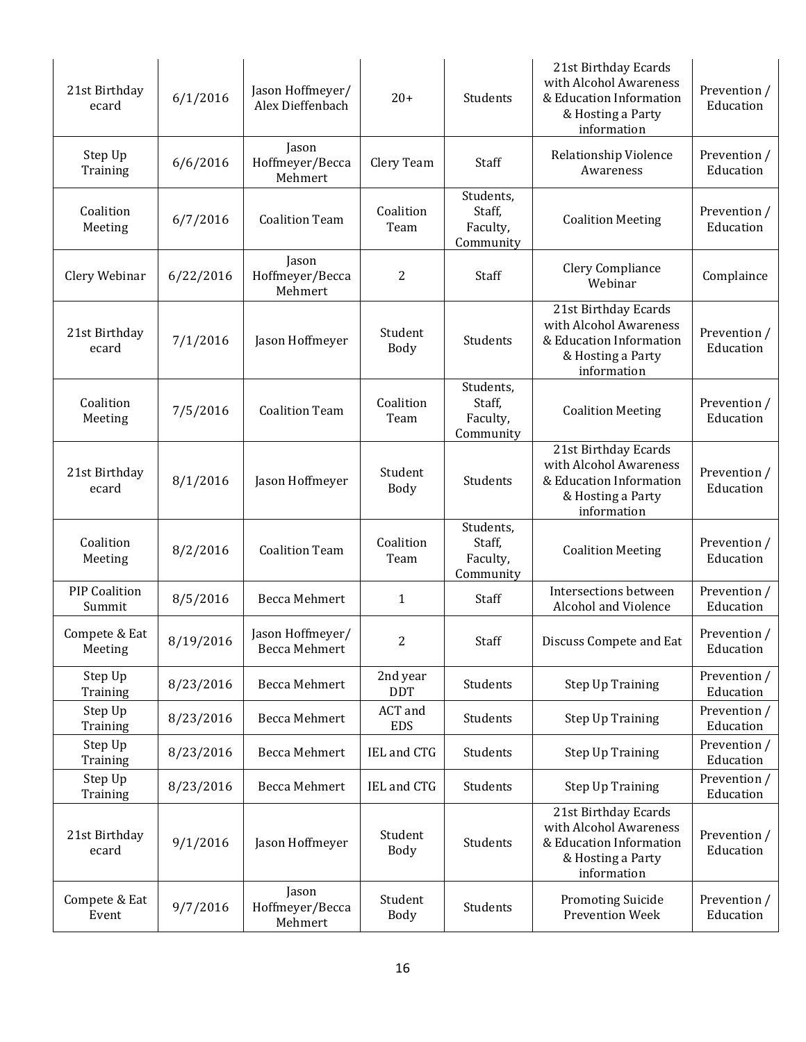| | | | | | | |
|---|---|---|---|---|---|---|
| 21st Birthday ecard | 6/1/2016 | Jason Hoffmeyer/ Alex Dieffenbach | 20+ | Students | 21st Birthday Ecards with Alcohol Awareness & Education Information & Hosting a Party information | Prevention / Education |
| Step Up Training | 6/6/2016 | Jason Hoffmeyer/Becca Mehmert | Clery Team | Staff | Relationship Violence Awareness | Prevention / Education |
| Coalition Meeting | 6/7/2016 | Coalition Team | Coalition Team | Students, Staff, Faculty, Community | Coalition Meeting | Prevention / Education |
| Clery Webinar | 6/22/2016 | Jason Hoffmeyer/Becca Mehmert | 2 | Staff | Clery Compliance Webinar | Complaince |
| 21st Birthday ecard | 7/1/2016 | Jason Hoffmeyer | Student Body | Students | 21st Birthday Ecards with Alcohol Awareness & Education Information & Hosting a Party information | Prevention / Education |
| Coalition Meeting | 7/5/2016 | Coalition Team | Coalition Team | Students, Staff, Faculty, Community | Coalition Meeting | Prevention / Education |
| 21st Birthday ecard | 8/1/2016 | Jason Hoffmeyer | Student Body | Students | 21st Birthday Ecards with Alcohol Awareness & Education Information & Hosting a Party information | Prevention / Education |
| Coalition Meeting | 8/2/2016 | Coalition Team | Coalition Team | Students, Staff, Faculty, Community | Coalition Meeting | Prevention / Education |
| PIP Coalition Summit | 8/5/2016 | Becca Mehmert | 1 | Staff | Intersections between Alcohol and Violence | Prevention / Education |
| Compete & Eat Meeting | 8/19/2016 | Jason Hoffmeyer/ Becca Mehmert | 2 | Staff | Discuss Compete and Eat | Prevention / Education |
| Step Up Training | 8/23/2016 | Becca Mehmert | 2nd year DDT | Students | Step Up Training | Prevention / Education |
| Step Up Training | 8/23/2016 | Becca Mehmert | ACT and EDS | Students | Step Up Training | Prevention / Education |
| Step Up Training | 8/23/2016 | Becca Mehmert | IEL and CTG | Students | Step Up Training | Prevention / Education |
| Step Up Training | 8/23/2016 | Becca Mehmert | IEL and CTG | Students | Step Up Training | Prevention / Education |
| 21st Birthday ecard | 9/1/2016 | Jason Hoffmeyer | Student Body | Students | 21st Birthday Ecards with Alcohol Awareness & Education Information & Hosting a Party information | Prevention / Education |
| Compete & Eat Event | 9/7/2016 | Jason Hoffmeyer/Becca Mehmert | Student Body | Students | Promoting Suicide Prevention Week | Prevention / Education |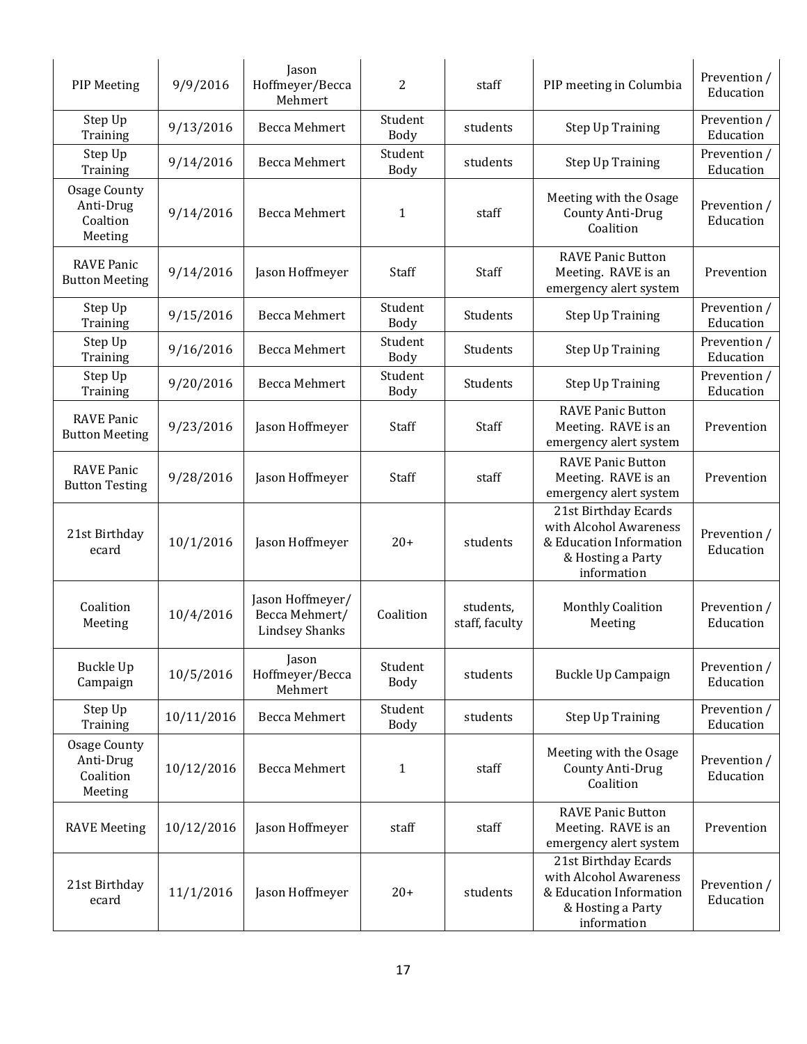| PIP Meeting | 9/9/2016 | Jason Hoffmeyer/Becca Mehmert | 2 | staff | PIP meeting in Columbia | Prevention / Education |
|---|---|---|---|---|---|---|
| Step Up Training | 9/13/2016 | Becca Mehmert | Student Body | students | Step Up Training | Prevention / Education |
| Step Up Training | 9/14/2016 | Becca Mehmert | Student Body | students | Step Up Training | Prevention / Education |
| Osage County Anti-Drug Coaltion Meeting | 9/14/2016 | Becca Mehmert | 1 | staff | Meeting with the Osage County Anti-Drug Coalition | Prevention / Education |
| RAVE Panic Button Meeting | 9/14/2016 | Jason Hoffmeyer | Staff | Staff | RAVE Panic Button Meeting. RAVE is an emergency alert system | Prevention |
| Step Up Training | 9/15/2016 | Becca Mehmert | Student Body | Students | Step Up Training | Prevention / Education |
| Step Up Training | 9/16/2016 | Becca Mehmert | Student Body | Students | Step Up Training | Prevention / Education |
| Step Up Training | 9/20/2016 | Becca Mehmert | Student Body | Students | Step Up Training | Prevention / Education |
| RAVE Panic Button Meeting | 9/23/2016 | Jason Hoffmeyer | Staff | Staff | RAVE Panic Button Meeting. RAVE is an emergency alert system | Prevention |
| RAVE Panic Button Testing | 9/28/2016 | Jason Hoffmeyer | Staff | staff | RAVE Panic Button Meeting. RAVE is an emergency alert system | Prevention |
| 21st Birthday ecard | 10/1/2016 | Jason Hoffmeyer | 20+ | students | 21st Birthday Ecards with Alcohol Awareness & Education Information & Hosting a Party information | Prevention / Education |
| Coalition Meeting | 10/4/2016 | Jason Hoffmeyer/ Becca Mehmert/ Lindsey Shanks | Coalition | students, staff, faculty | Monthly Coalition Meeting | Prevention / Education |
| Buckle Up Campaign | 10/5/2016 | Jason Hoffmeyer/Becca Mehmert | Student Body | students | Buckle Up Campaign | Prevention / Education |
| Step Up Training | 10/11/2016 | Becca Mehmert | Student Body | students | Step Up Training | Prevention / Education |
| Osage County Anti-Drug Coaltion Meeting | 10/12/2016 | Becca Mehmert | 1 | staff | Meeting with the Osage County Anti-Drug Coalition | Prevention / Education |
| RAVE Meeting | 10/12/2016 | Jason Hoffmeyer | staff | staff | RAVE Panic Button Meeting. RAVE is an emergency alert system | Prevention |
| 21st Birthday ecard | 11/1/2016 | Jason Hoffmeyer | 20+ | students | 21st Birthday Ecards with Alcohol Awareness & Education Information & Hosting a Party information | Prevention / Education |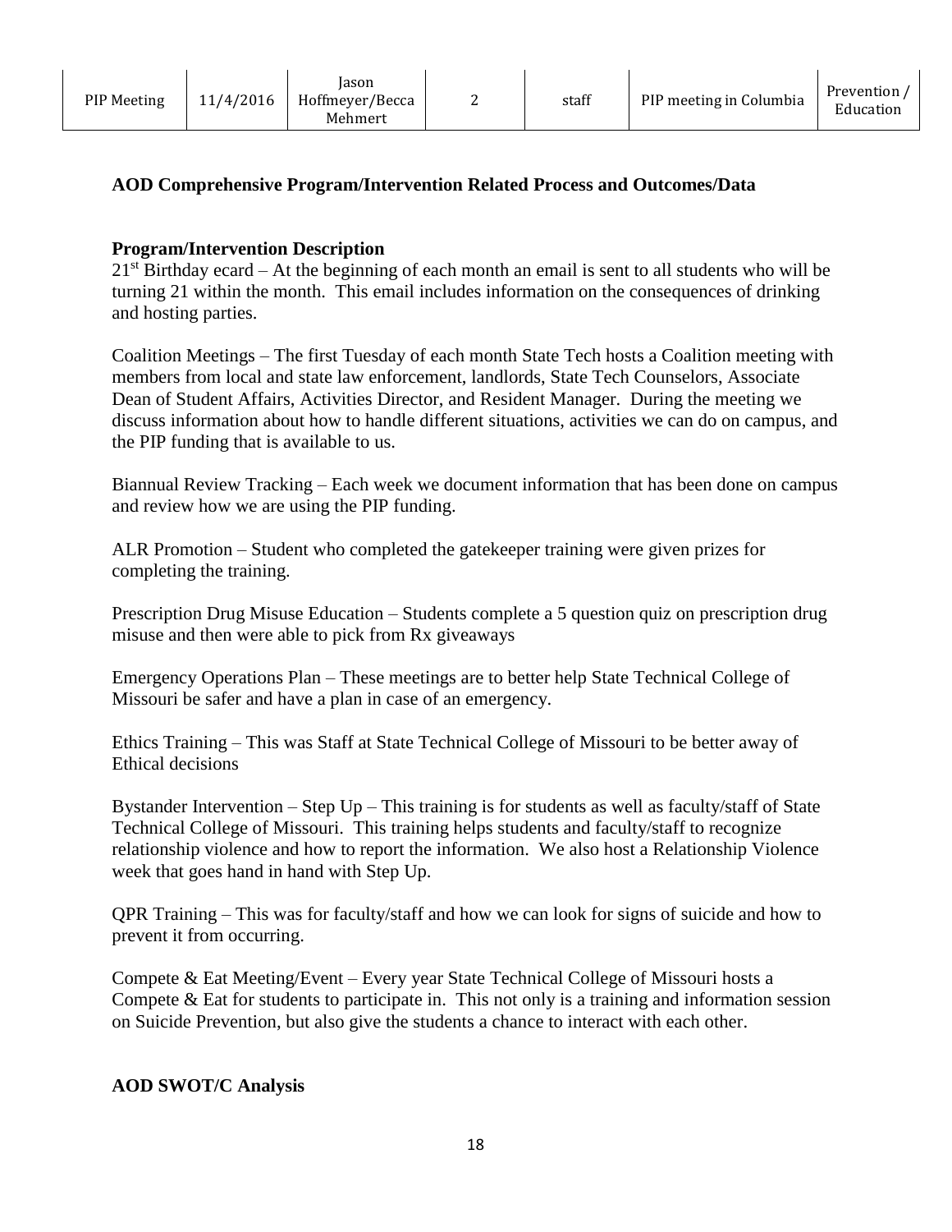| PIP Meeting | 11/4/2016 | Jason Hoffmeyer/Becca Mehmert | 2 | staff | PIP meeting in Columbia | Prevention / Education |
|---|---|---|---|---|---|---|

**AOD Comprehensive Program/Intervention Related Process and Outcomes/Data**

**Program/Intervention Description**

21st Birthday ecard – At the beginning of each month an email is sent to all students who will be turning 21 within the month. This email includes information on the consequences of drinking and hosting parties.

Coalition Meetings – The first Tuesday of each month State Tech hosts a Coalition meeting with members from local and state law enforcement, landlords, State Tech Counselors, Associate Dean of Student Affairs, Activities Director, and Resident Manager. During the meeting we discuss information about how to handle different situations, activities we can do on campus, and the PIP funding that is available to us.

Biannual Review Tracking – Each week we document information that has been done on campus and review how we are using the PIP funding.

ALR Promotion – Student who completed the gatekeeper training were given prizes for completing the training.

Prescription Drug Misuse Education – Students complete a 5 question quiz on prescription drug misuse and then were able to pick from Rx giveaways

Emergency Operations Plan – These meetings are to better help State Technical College of Missouri be safer and have a plan in case of an emergency.

Ethics Training – This was Staff at State Technical College of Missouri to be better away of Ethical decisions

Bystander Intervention – Step Up – This training is for students as well as faculty/staff of State Technical College of Missouri. This training helps students and faculty/staff to recognize relationship violence and how to report the information. We also host a Relationship Violence week that goes hand in hand with Step Up.

QPR Training – This was for faculty/staff and how we can look for signs of suicide and how to prevent it from occurring.

Compete & Eat Meeting/Event – Every year State Technical College of Missouri hosts a Compete & Eat for students to participate in. This not only is a training and information session on Suicide Prevention, but also give the students a chance to interact with each other.

**AOD SWOT/C Analysis**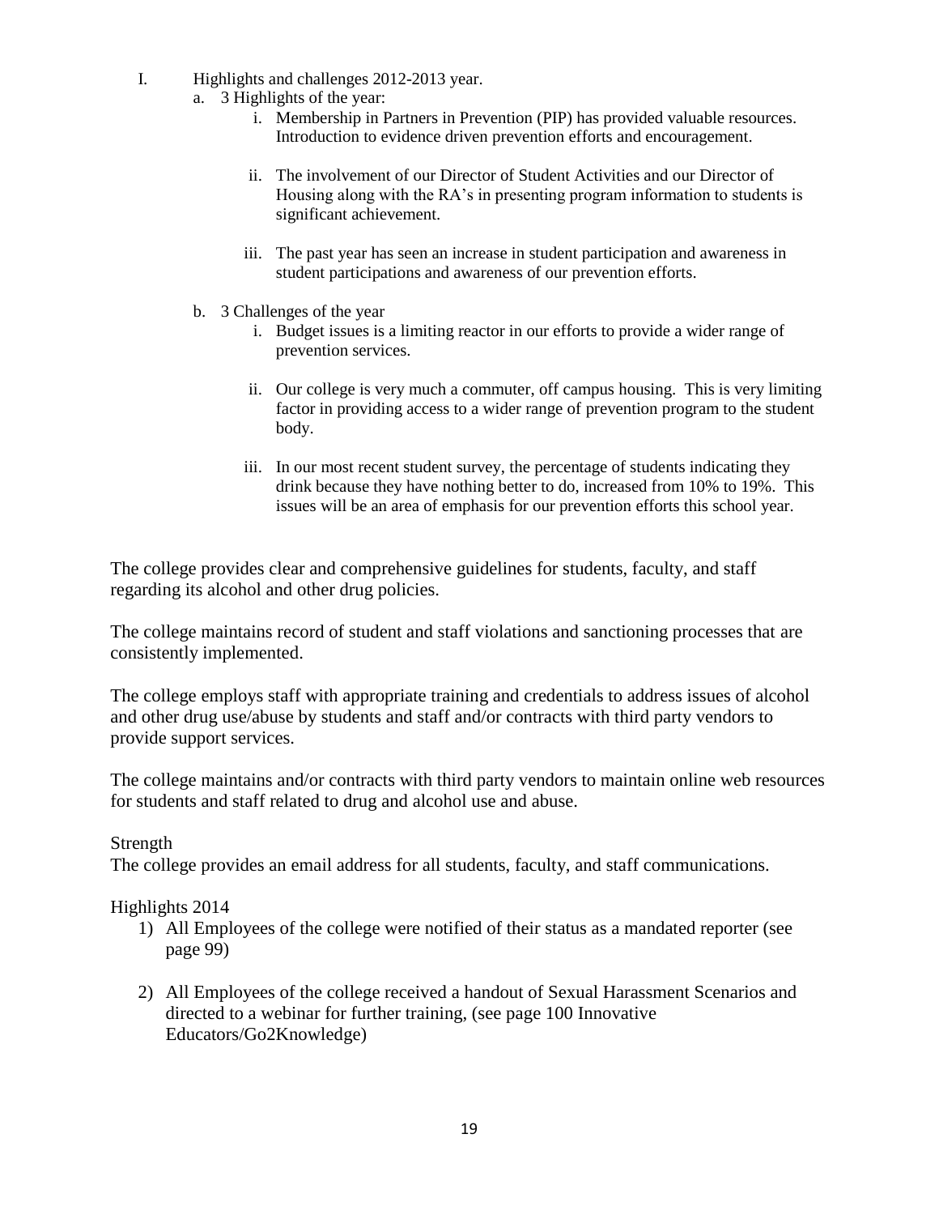I. Highlights and challenges 2012-2013 year.
   a. 3 Highlights of the year:
      i. Membership in Partners in Prevention (PIP) has provided valuable resources. Introduction to evidence driven prevention efforts and encouragement.
      ii. The involvement of our Director of Student Activities and our Director of Housing along with the RA's in presenting program information to students is significant achievement.
      iii. The past year has seen an increase in student participation and awareness in student participations and awareness of our prevention efforts.
   b. 3 Challenges of the year
      i. Budget issues is a limiting reactor in our efforts to provide a wider range of prevention services.
      ii. Our college is very much a commuter, off campus housing. This is very limiting factor in providing access to a wider range of prevention program to the student body.
      iii. In our most recent student survey, the percentage of students indicating they drink because they have nothing better to do, increased from 10% to 19%. This issues will be an area of emphasis for our prevention efforts this school year.

The college provides clear and comprehensive guidelines for students, faculty, and staff regarding its alcohol and other drug policies.

The college maintains record of student and staff violations and sanctioning processes that are consistently implemented.

The college employs staff with appropriate training and credentials to address issues of alcohol and other drug use/abuse by students and staff and/or contracts with third party vendors to provide support services.

The college maintains and/or contracts with third party vendors to maintain online web resources for students and staff related to drug and alcohol use and abuse.

Strength

The college provides an email address for all students, faculty, and staff communications.

Highlights 2014

1) All Employees of the college were notified of their status as a mandated reporter (see page 99)
2) All Employees of the college received a handout of Sexual Harassment Scenarios and directed to a webinar for further training, (see page 100 Innovative Educators/Go2Knowledge)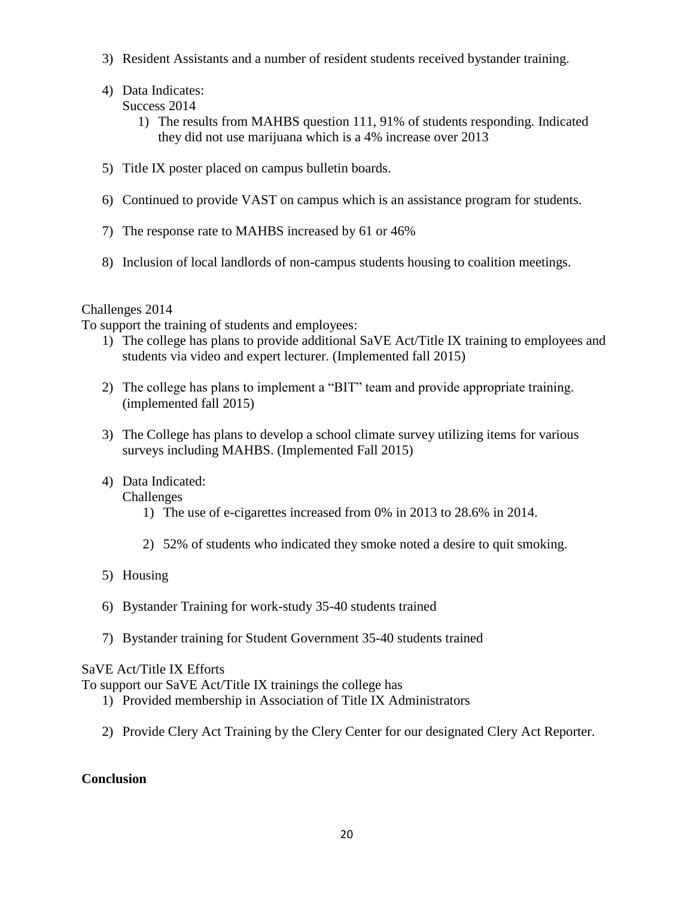3) Resident Assistants and a number of resident students received bystander training.

4) Data Indicates:
   Success 2014
   1) The results from MAHBS question 111, 91% of students responding. Indicated they did not use marijuana which is a 4% increase over 2013

5) Title IX poster placed on campus bulletin boards.

6) Continued to provide VAST on campus which is an assistance program for students.

7) The response rate to MAHBS increased by 61 or 46%

8) Inclusion of local landlords of non-campus students housing to coalition meetings.

Challenges 2014

To support the training of students and employees:

1) The college has plans to provide additional SaVE Act/Title IX training to employees and students via video and expert lecturer. (Implemented fall 2015)

2) The college has plans to implement a "BIT" team and provide appropriate training. (implemented fall 2015)

3) The College has plans to develop a school climate survey utilizing items for various surveys including MAHBS. (Implemented Fall 2015)

4) Data Indicated:
   Challenges
   1) The use of e-cigarettes increased from 0% in 2013 to 28.6% in 2014.
   2) 52% of students who indicated they smoke noted a desire to quit smoking.

5) Housing

6) Bystander Training for work-study 35-40 students trained

7) Bystander training for Student Government 35-40 students trained

SaVE Act/Title IX Efforts

To support our SaVE Act/Title IX trainings the college has

1) Provided membership in Association of Title IX Administrators

2) Provide Clery Act Training by the Clery Center for our designated Clery Act Reporter.

**Conclusion**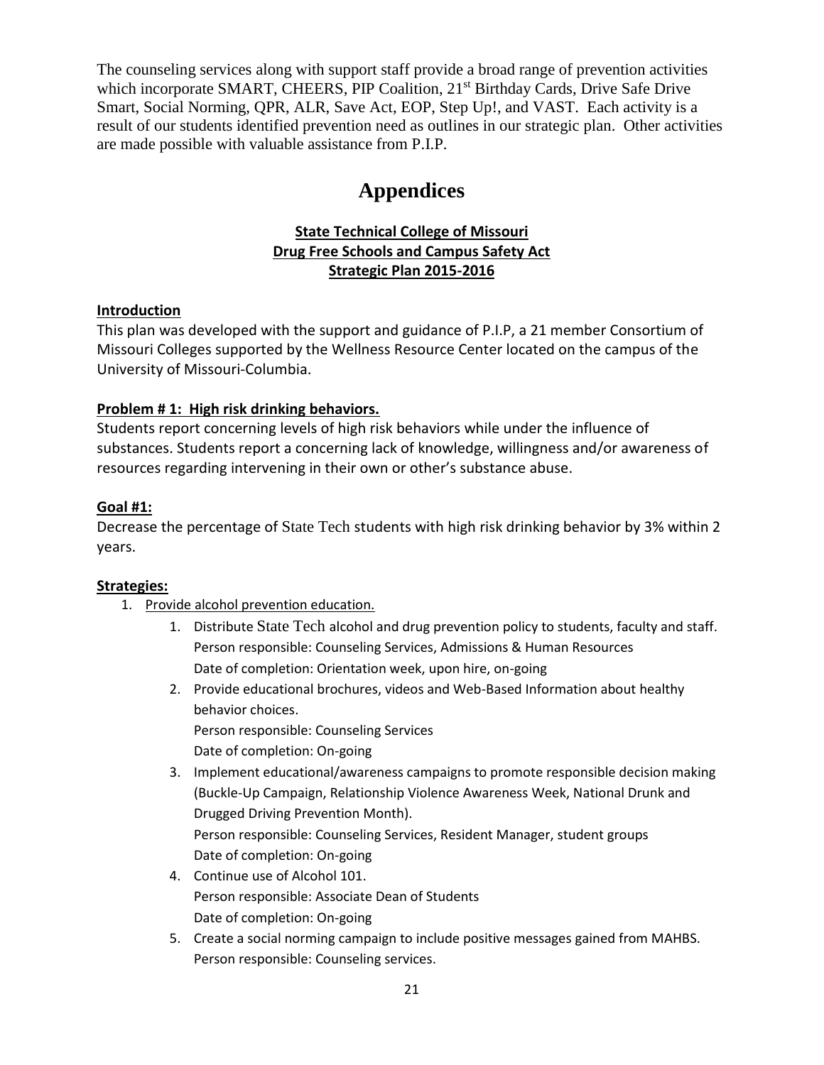The counseling services along with support staff provide a broad range of prevention activities which incorporate SMART, CHEERS, PIP Coalition, 21st Birthday Cards, Drive Safe Drive Smart, Social Norming, QPR, ALR, Save Act, EOP, Step Up!, and VAST. Each activity is a result of our students identified prevention need as outlines in our strategic plan. Other activities are made possible with valuable assistance from P.I.P.

# Appendices

**State Technical College of Missouri**
**Drug Free Schools and Campus Safety Act**
**Strategic Plan 2015-2016**

**Introduction**

This plan was developed with the support and guidance of P.I.P, a 21 member Consortium of Missouri Colleges supported by the Wellness Resource Center located on the campus of the University of Missouri-Columbia.

**Problem # 1: High risk drinking behaviors.**

Students report concerning levels of high risk behaviors while under the influence of substances. Students report a concerning lack of knowledge, willingness and/or awareness of resources regarding intervening in their own or other's substance abuse.

**Goal #1:**

Decrease the percentage of State Tech students with high risk drinking behavior by 3% within 2 years.

**Strategies:**

1. Provide alcohol prevention education.
    1. Distribute State Tech alcohol and drug prevention policy to students, faculty and staff.
       Person responsible: Counseling Services, Admissions & Human Resources
       Date of completion: Orientation week, upon hire, on-going
    2. Provide educational brochures, videos and Web-Based Information about healthy behavior choices.
       Person responsible: Counseling Services
       Date of completion: On-going
    3. Implement educational/awareness campaigns to promote responsible decision making (Buckle-Up Campaign, Relationship Violence Awareness Week, National Drunk and Drugged Driving Prevention Month).
       Person responsible: Counseling Services, Resident Manager, student groups
       Date of completion: On-going
    4. Continue use of Alcohol 101.
       Person responsible: Associate Dean of Students
       Date of completion: On-going
    5. Create a social norming campaign to include positive messages gained from MAHBS.
       Person responsible: Counseling services.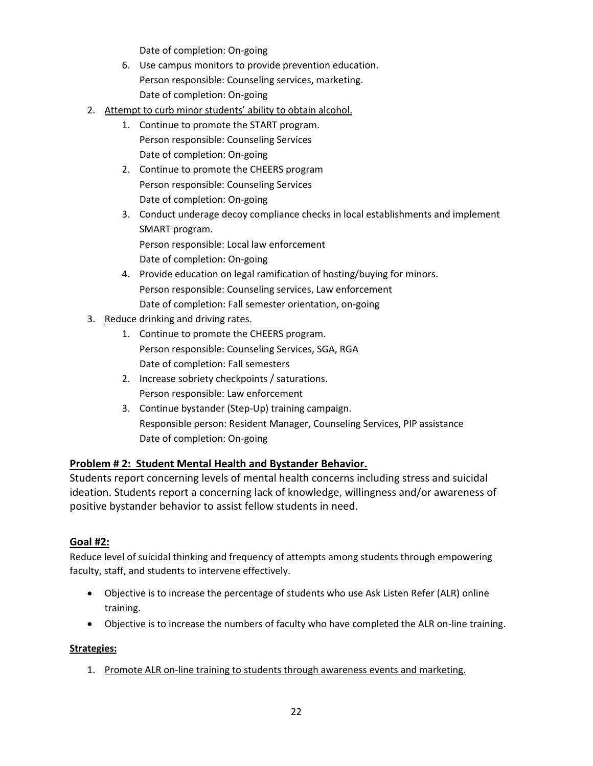Date of completion: On-going

6. Use campus monitors to provide prevention education.
   Person responsible: Counseling services, marketing.
   Date of completion: On-going

2. Attempt to curb minor students' ability to obtain alcohol.
   1. Continue to promote the START program.
      Person responsible: Counseling Services
      Date of completion: On-going
   2. Continue to promote the CHEERS program
      Person responsible: Counseling Services
      Date of completion: On-going
   3. Conduct underage decoy compliance checks in local establishments and implement SMART program.
      Person responsible: Local law enforcement
      Date of completion: On-going
   4. Provide education on legal ramification of hosting/buying for minors.
      Person responsible: Counseling services, Law enforcement
      Date of completion: Fall semester orientation, on-going
3. Reduce drinking and driving rates.
   1. Continue to promote the CHEERS program.
      Person responsible: Counseling Services, SGA, RGA
      Date of completion: Fall semesters
   2. Increase sobriety checkpoints / saturations.
      Person responsible: Law enforcement
   3. Continue bystander (Step-Up) training campaign.
      Responsible person: Resident Manager, Counseling Services, PIP assistance
      Date of completion: On-going

**Problem # 2: Student Mental Health and Bystander Behavior.**

Students report concerning levels of mental health concerns including stress and suicidal ideation. Students report a concerning lack of knowledge, willingness and/or awareness of positive bystander behavior to assist fellow students in need.

**Goal #2:**

Reduce level of suicidal thinking and frequency of attempts among students through empowering faculty, staff, and students to intervene effectively.

- Objective is to increase the percentage of students who use Ask Listen Refer (ALR) online training.
- Objective is to increase the numbers of faculty who have completed the ALR on-line training.

**Strategies:**

1. Promote ALR on-line training to students through awareness events and marketing.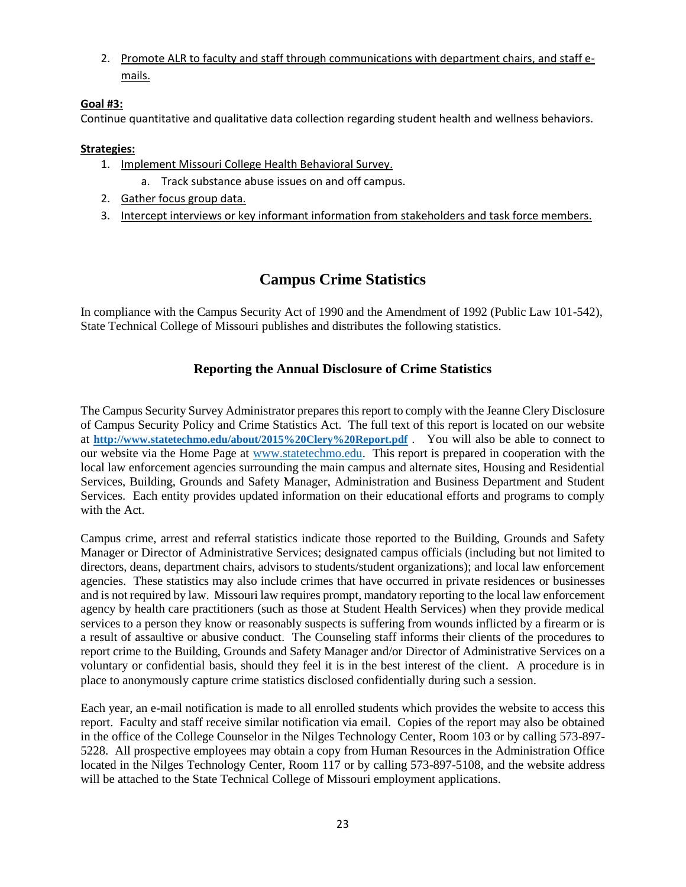2. Promote ALR to faculty and staff through communications with department chairs, and staff e-mails.

**Goal #3:**

Continue quantitative and qualitative data collection regarding student health and wellness behaviors.

**Strategies:**

1. Implement Missouri College Health Behavioral Survey.
    a. Track substance abuse issues on and off campus.
2. Gather focus group data.
3. Intercept interviews or key informant information from stakeholders and task force members.

# Campus Crime Statistics

In compliance with the Campus Security Act of 1990 and the Amendment of 1992 (Public Law 101-542), State Technical College of Missouri publishes and distributes the following statistics.

## Reporting the Annual Disclosure of Crime Statistics

The Campus Security Survey Administrator prepares this report to comply with the Jeanne Clery Disclosure of Campus Security Policy and Crime Statistics Act. The full text of this report is located on our website at **http://www.statetechmo.edu/about/2015%20Clery%20Report.pdf** . You will also be able to connect to our website via the Home Page at www.statetechmo.edu. This report is prepared in cooperation with the local law enforcement agencies surrounding the main campus and alternate sites, Housing and Residential Services, Building, Grounds and Safety Manager, Administration and Business Department and Student Services. Each entity provides updated information on their educational efforts and programs to comply with the Act.

Campus crime, arrest and referral statistics indicate those reported to the Building, Grounds and Safety Manager or Director of Administrative Services; designated campus officials (including but not limited to directors, deans, department chairs, advisors to students/student organizations); and local law enforcement agencies. These statistics may also include crimes that have occurred in private residences or businesses and is not required by law. Missouri law requires prompt, mandatory reporting to the local law enforcement agency by health care practitioners (such as those at Student Health Services) when they provide medical services to a person they know or reasonably suspects is suffering from wounds inflicted by a firearm or is a result of assaultive or abusive conduct. The Counseling staff informs their clients of the procedures to report crime to the Building, Grounds and Safety Manager and/or Director of Administrative Services on a voluntary or confidential basis, should they feel it is in the best interest of the client. A procedure is in place to anonymously capture crime statistics disclosed confidentially during such a session.

Each year, an e-mail notification is made to all enrolled students which provides the website to access this report. Faculty and staff receive similar notification via email. Copies of the report may also be obtained in the office of the College Counselor in the Nilges Technology Center, Room 103 or by calling 573-897-5228. All prospective employees may obtain a copy from Human Resources in the Administration Office located in the Nilges Technology Center, Room 117 or by calling 573-897-5108, and the website address will be attached to the State Technical College of Missouri employment applications.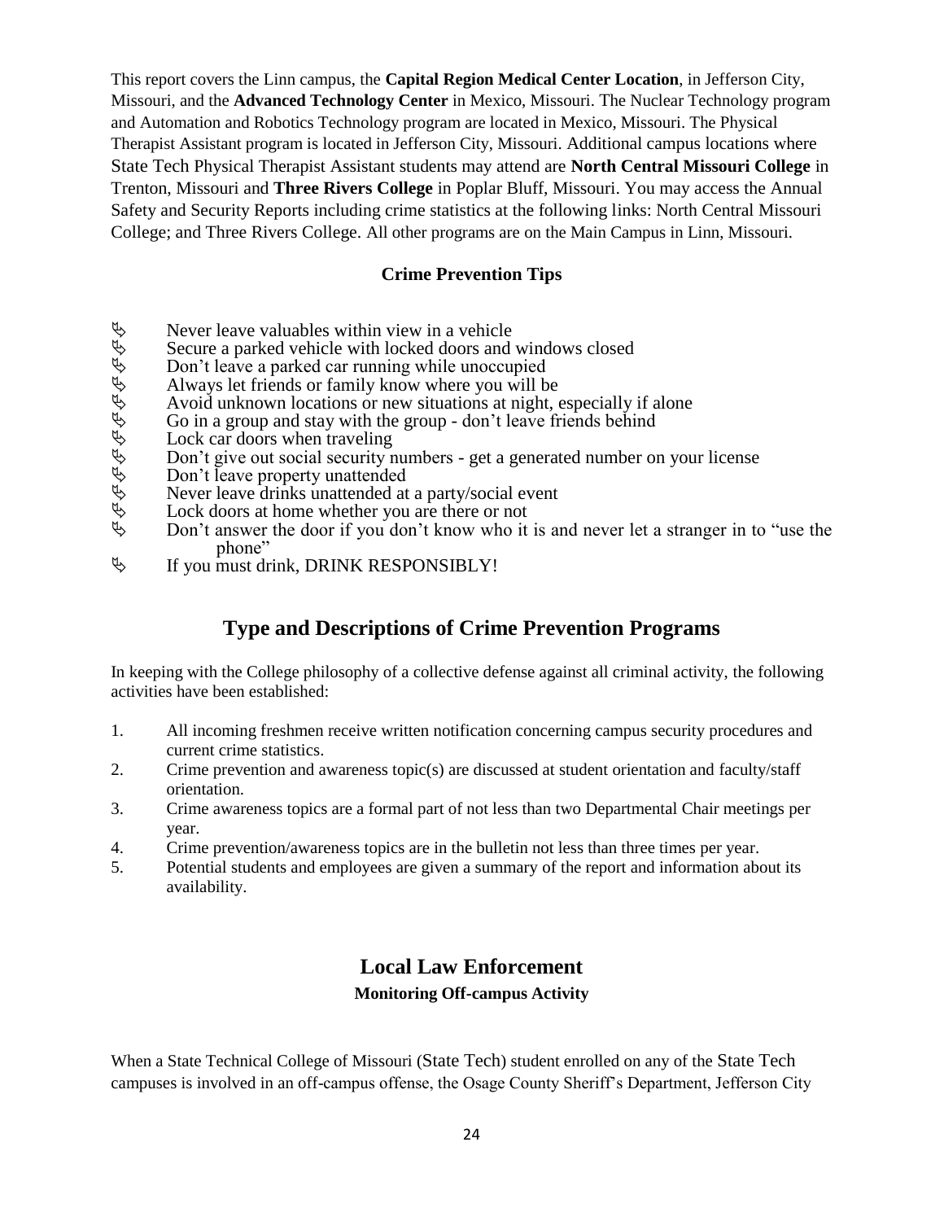This report covers the Linn campus, the **Capital Region Medical Center Location**, in Jefferson City, Missouri, and the **Advanced Technology Center** in Mexico, Missouri. The Nuclear Technology program and Automation and Robotics Technology program are located in Mexico, Missouri. The Physical Therapist Assistant program is located in Jefferson City, Missouri. Additional campus locations where State Tech Physical Therapist Assistant students may attend are **North Central Missouri College** in Trenton, Missouri and **Three Rivers College** in Poplar Bluff, Missouri. You may access the Annual Safety and Security Reports including crime statistics at the following links: North Central Missouri College; and Three Rivers College. All other programs are on the Main Campus in Linn, Missouri.

### Crime Prevention Tips

- Never leave valuables within view in a vehicle
- Secure a parked vehicle with locked doors and windows closed
- Don't leave a parked car running while unoccupied
- Always let friends or family know where you will be
- Avoid unknown locations or new situations at night, especially if alone
- Go in a group and stay with the group - don't leave friends behind
- Lock car doors when traveling
- Don't give out social security numbers - get a generated number on your license
- Don't leave property unattended
- Never leave drinks unattended at a party/social event
- Lock doors at home whether you are there or not
- Don't answer the door if you don't know who it is and never let a stranger in to "use the phone"
- If you must drink, DRINK RESPONSIBLY!

## Type and Descriptions of Crime Prevention Programs

In keeping with the College philosophy of a collective defense against all criminal activity, the following activities have been established:

1. All incoming freshmen receive written notification concerning campus security procedures and current crime statistics.
2. Crime prevention and awareness topic(s) are discussed at student orientation and faculty/staff orientation.
3. Crime awareness topics are a formal part of not less than two Departmental Chair meetings per year.
4. Crime prevention/awareness topics are in the bulletin not less than three times per year.
5. Potential students and employees are given a summary of the report and information about its availability.

## Local Law Enforcement

### Monitoring Off-campus Activity

When a State Technical College of Missouri (State Tech) student enrolled on any of the State Tech campuses is involved in an off-campus offense, the Osage County Sheriff's Department, Jefferson City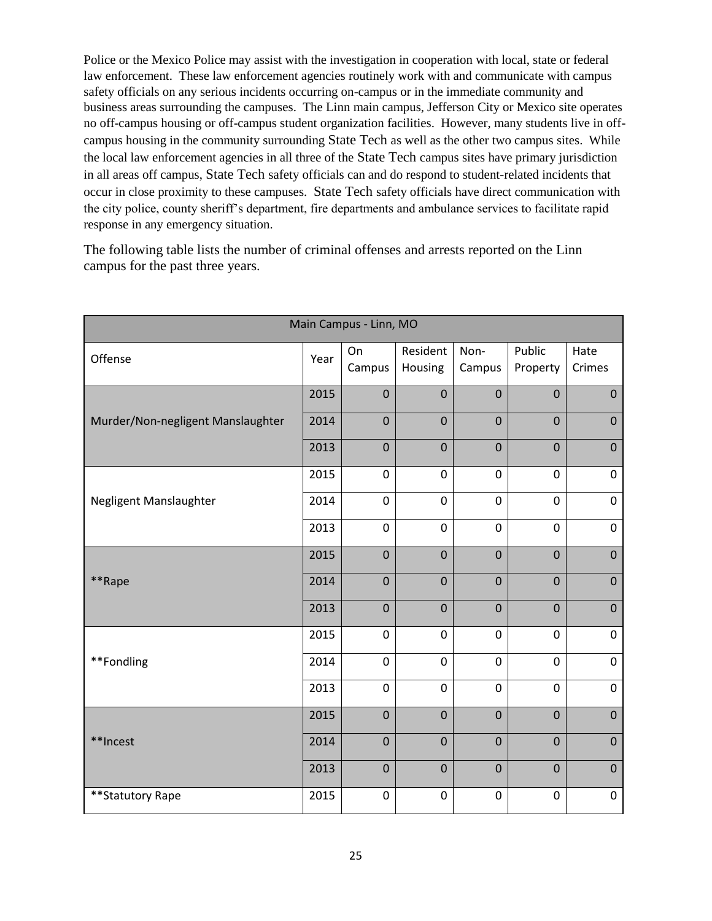Police or the Mexico Police may assist with the investigation in cooperation with local, state or federal law enforcement. These law enforcement agencies routinely work with and communicate with campus safety officials on any serious incidents occurring on-campus or in the immediate community and business areas surrounding the campuses. The Linn main campus, Jefferson City or Mexico site operates no off-campus housing or off-campus student organization facilities. However, many students live in off-campus housing in the community surrounding State Tech as well as the other two campus sites. While the local law enforcement agencies in all three of the State Tech campus sites have primary jurisdiction in all areas off campus, State Tech safety officials can and do respond to student-related incidents that occur in close proximity to these campuses. State Tech safety officials have direct communication with the city police, county sheriff's department, fire departments and ambulance services to facilitate rapid response in any emergency situation.

The following table lists the number of criminal offenses and arrests reported on the Linn campus for the past three years.

| Main Campus - Linn, MO | | | | | | | |
|---|---|---|---|---|---|---|---|
| Offense | Year | On Campus | Resident Housing | Non-Campus | Public Property | Hate Crimes |
| Murder/Non-negligent Manslaughter | 2015 | 0 | 0 | 0 | 0 | 0 |
| | 2014 | 0 | 0 | 0 | 0 | 0 |
| | 2013 | 0 | 0 | 0 | 0 | 0 |
| Negligent Manslaughter | 2015 | 0 | 0 | 0 | 0 | 0 |
| | 2014 | 0 | 0 | 0 | 0 | 0 |
| | 2013 | 0 | 0 | 0 | 0 | 0 |
| **Rape | 2015 | 0 | 0 | 0 | 0 | 0 |
| | 2014 | 0 | 0 | 0 | 0 | 0 |
| | 2013 | 0 | 0 | 0 | 0 | 0 |
| **Fondling | 2015 | 0 | 0 | 0 | 0 | 0 |
| | 2014 | 0 | 0 | 0 | 0 | 0 |
| | 2013 | 0 | 0 | 0 | 0 | 0 |
| **Incest | 2015 | 0 | 0 | 0 | 0 | 0 |
| | 2014 | 0 | 0 | 0 | 0 | 0 |
| | 2013 | 0 | 0 | 0 | 0 | 0 |
| **Statutory Rape | 2015 | 0 | 0 | 0 | 0 | 0 |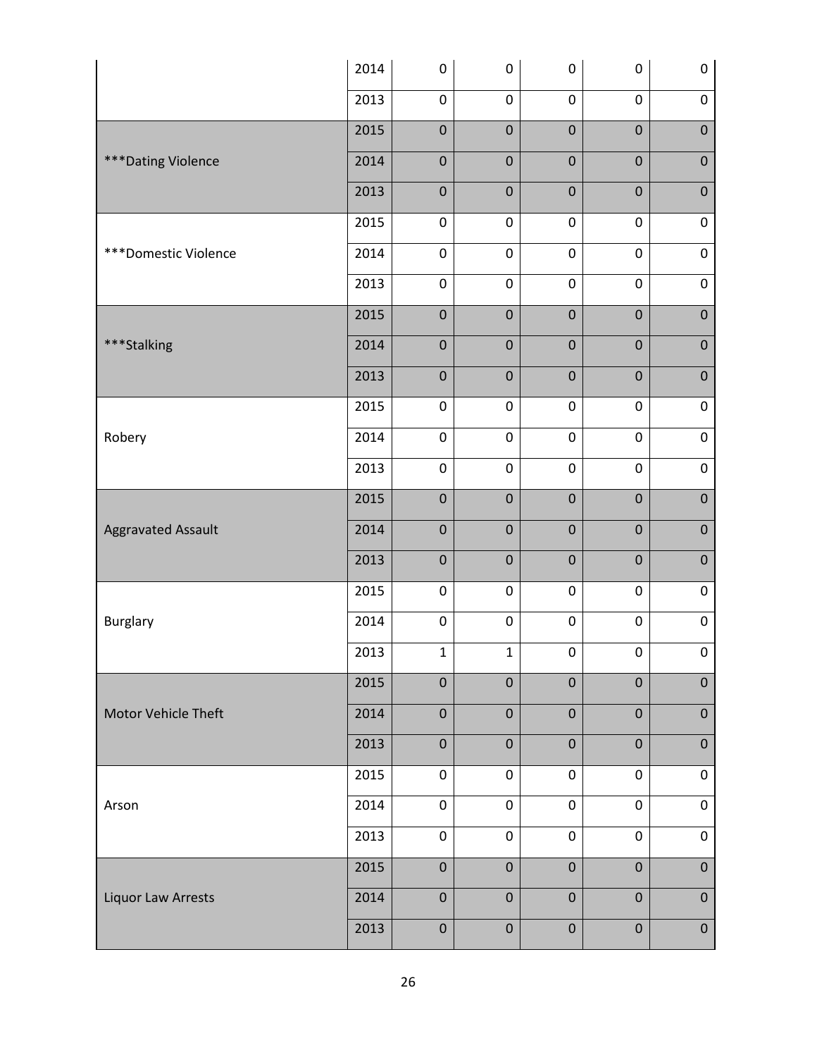| | | | | | | |
|---|---|---|---|---|---|---|
| | 2014 | 0 | 0 | 0 | 0 | 0 |
| | 2013 | 0 | 0 | 0 | 0 | 0 |
| ***Dating Violence | 2015 | 0 | 0 | 0 | 0 | 0 |
| | 2014 | 0 | 0 | 0 | 0 | 0 |
| | 2013 | 0 | 0 | 0 | 0 | 0 |
| ***Domestic Violence | 2015 | 0 | 0 | 0 | 0 | 0 |
| | 2014 | 0 | 0 | 0 | 0 | 0 |
| | 2013 | 0 | 0 | 0 | 0 | 0 |
| ***Stalking | 2015 | 0 | 0 | 0 | 0 | 0 |
| | 2014 | 0 | 0 | 0 | 0 | 0 |
| | 2013 | 0 | 0 | 0 | 0 | 0 |
| Robery | 2015 | 0 | 0 | 0 | 0 | 0 |
| | 2014 | 0 | 0 | 0 | 0 | 0 |
| | 2013 | 0 | 0 | 0 | 0 | 0 |
| Aggravated Assault | 2015 | 0 | 0 | 0 | 0 | 0 |
| | 2014 | 0 | 0 | 0 | 0 | 0 |
| | 2013 | 0 | 0 | 0 | 0 | 0 |
| Burglary | 2015 | 0 | 0 | 0 | 0 | 0 |
| | 2014 | 0 | 0 | 0 | 0 | 0 |
| | 2013 | 1 | 1 | 0 | 0 | 0 |
| Motor Vehicle Theft | 2015 | 0 | 0 | 0 | 0 | 0 |
| | 2014 | 0 | 0 | 0 | 0 | 0 |
| | 2013 | 0 | 0 | 0 | 0 | 0 |
| Arson | 2015 | 0 | 0 | 0 | 0 | 0 |
| | 2014 | 0 | 0 | 0 | 0 | 0 |
| | 2013 | 0 | 0 | 0 | 0 | 0 |
| Liquor Law Arrests | 2015 | 0 | 0 | 0 | 0 | 0 |
| | 2014 | 0 | 0 | 0 | 0 | 0 |
| | 2013 | 0 | 0 | 0 | 0 | 0 |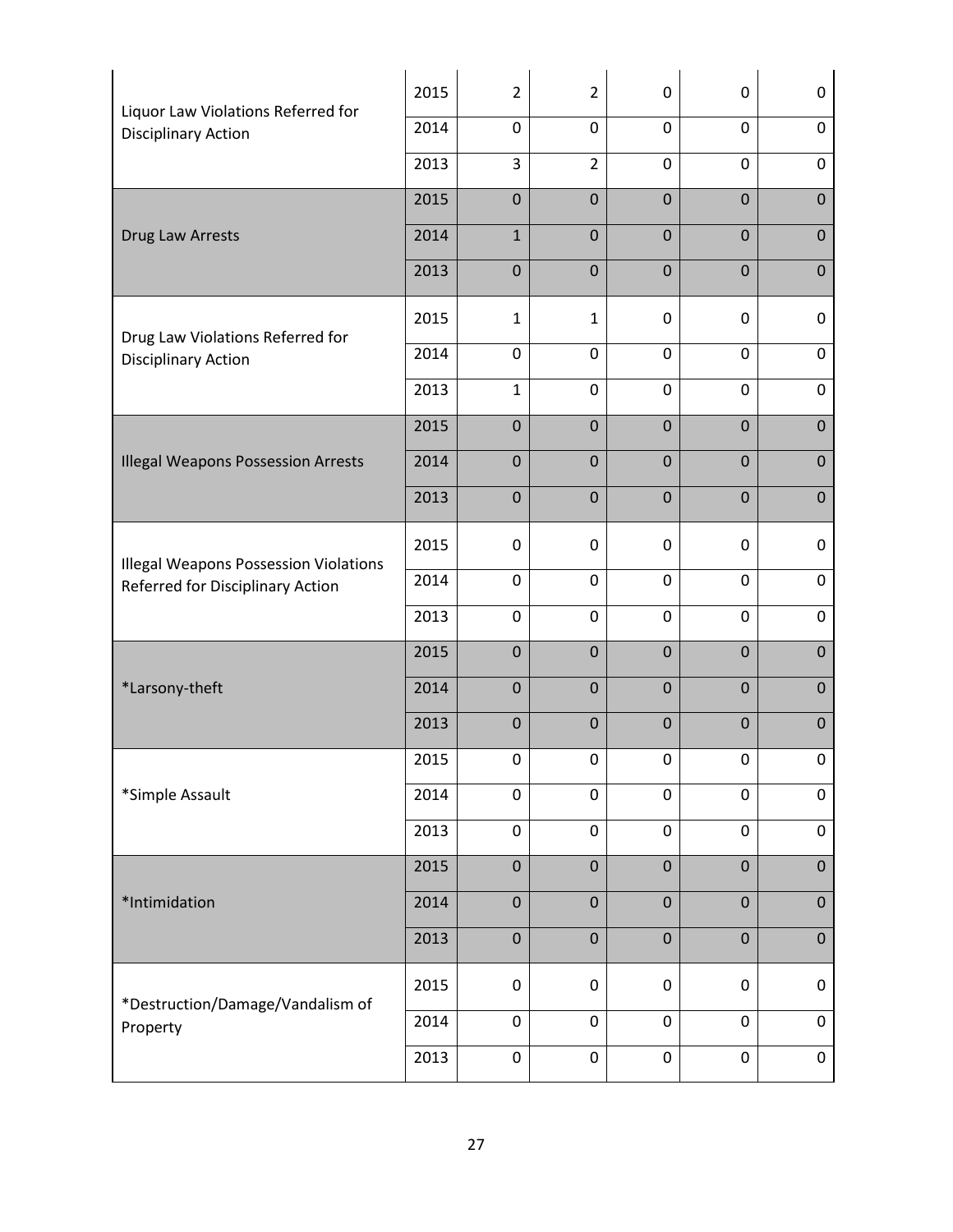| | | | | | | |
|---|---|---|---|---|---|---|
| Liquor Law Violations Referred for Disciplinary Action | 2015 | 2 | 2 | 0 | 0 | 0 |
| | 2014 | 0 | 0 | 0 | 0 | 0 |
| | 2013 | 3 | 2 | 0 | 0 | 0 |
| Drug Law Arrests | 2015 | 0 | 0 | 0 | 0 | 0 |
| | 2014 | 1 | 0 | 0 | 0 | 0 |
| | 2013 | 0 | 0 | 0 | 0 | 0 |
| Drug Law Violations Referred for Disciplinary Action | 2015 | 1 | 1 | 0 | 0 | 0 |
| | 2014 | 0 | 0 | 0 | 0 | 0 |
| | 2013 | 1 | 0 | 0 | 0 | 0 |
| Illegal Weapons Possession Arrests | 2015 | 0 | 0 | 0 | 0 | 0 |
| | 2014 | 0 | 0 | 0 | 0 | 0 |
| | 2013 | 0 | 0 | 0 | 0 | 0 |
| Illegal Weapons Possession Violations Referred for Disciplinary Action | 2015 | 0 | 0 | 0 | 0 | 0 |
| | 2014 | 0 | 0 | 0 | 0 | 0 |
| | 2013 | 0 | 0 | 0 | 0 | 0 |
| *Larsony-theft | 2015 | 0 | 0 | 0 | 0 | 0 |
| | 2014 | 0 | 0 | 0 | 0 | 0 |
| | 2013 | 0 | 0 | 0 | 0 | 0 |
| *Simple Assault | 2015 | 0 | 0 | 0 | 0 | 0 |
| | 2014 | 0 | 0 | 0 | 0 | 0 |
| | 2013 | 0 | 0 | 0 | 0 | 0 |
| *Intimidation | 2015 | 0 | 0 | 0 | 0 | 0 |
| | 2014 | 0 | 0 | 0 | 0 | 0 |
| | 2013 | 0 | 0 | 0 | 0 | 0 |
| *Destruction/Damage/Vandalism of Property | 2015 | 0 | 0 | 0 | 0 | 0 |
| | 2014 | 0 | 0 | 0 | 0 | 0 |
| | 2013 | 0 | 0 | 0 | 0 | 0 |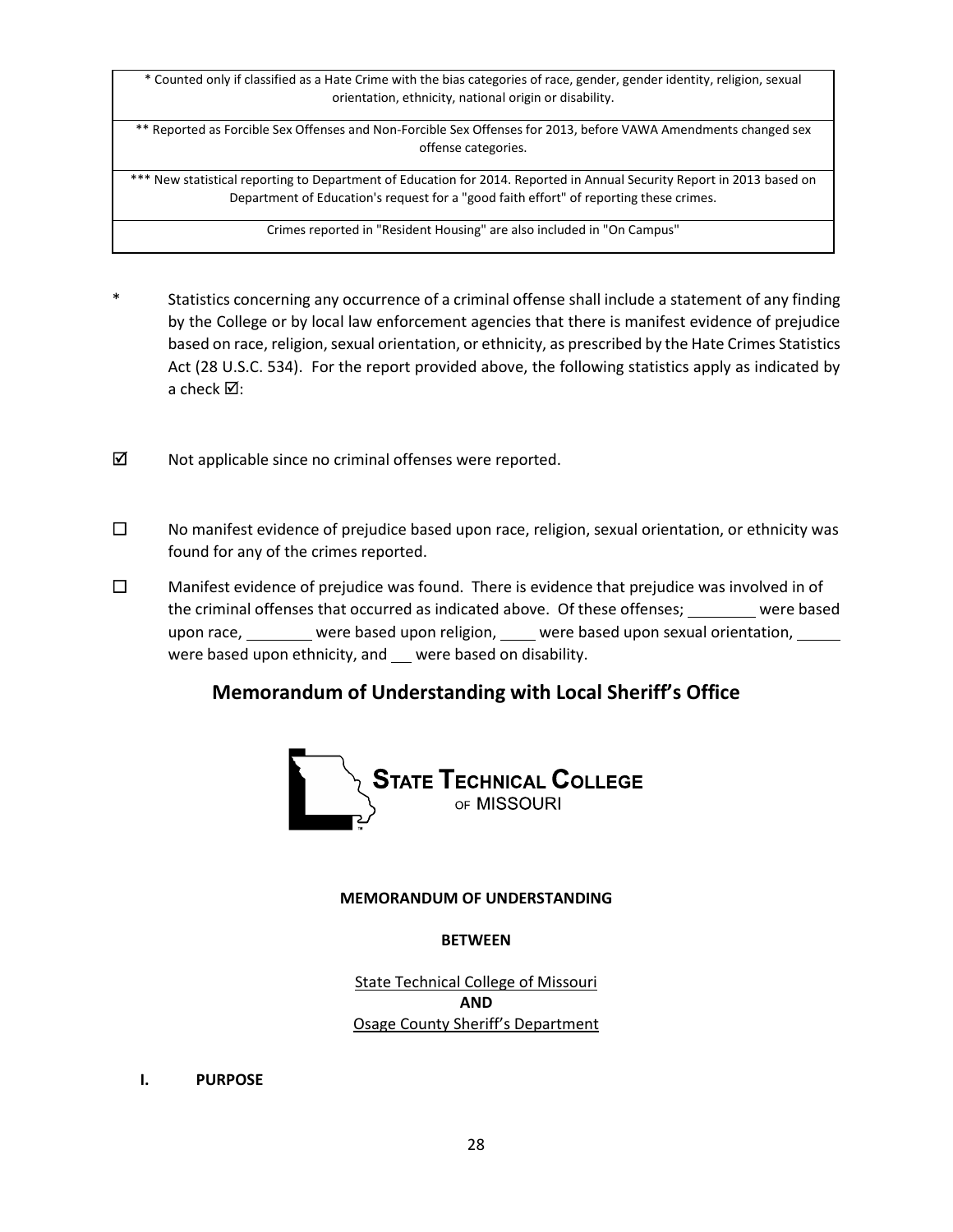| * Counted only if classified as a Hate Crime with the bias categories of race, gender, gender identity, religion, sexual orientation, ethnicity, national origin or disability. |
|---|
| ** Reported as Forcible Sex Offenses and Non-Forcible Sex Offenses for 2013, before VAWA Amendments changed sex offense categories. |
| *** New statistical reporting to Department of Education for 2014. Reported in Annual Security Report in 2013 based on Department of Education's request for a "good faith effort" of reporting these crimes. |
| Crimes reported in "Resident Housing" are also included in "On Campus" |

\* Statistics concerning any occurrence of a criminal offense shall include a statement of any finding by the College or by local law enforcement agencies that there is manifest evidence of prejudice based on race, religion, sexual orientation, or ethnicity, as prescribed by the Hate Crimes Statistics Act (28 U.S.C. 534). For the report provided above, the following statistics apply as indicated by a check ☑:

☑ Not applicable since no criminal offenses were reported.

☐ No manifest evidence of prejudice based upon race, religion, sexual orientation, or ethnicity was found for any of the crimes reported.

☐ Manifest evidence of prejudice was found. There is evidence that prejudice was involved in of the criminal offenses that occurred as indicated above. Of these offenses; ________ were based upon race, ________ were based upon religion, ____ were based upon sexual orientation, _____ were based upon ethnicity, and __ were based on disability.

## Memorandum of Understanding with Local Sheriff's Office

STATE TECHNICAL COLLEGE OF MISSOURI

**MEMORANDUM OF UNDERSTANDING**

**BETWEEN**

State Technical College of Missouri
**AND**
Osage County Sheriff's Department

**I. PURPOSE**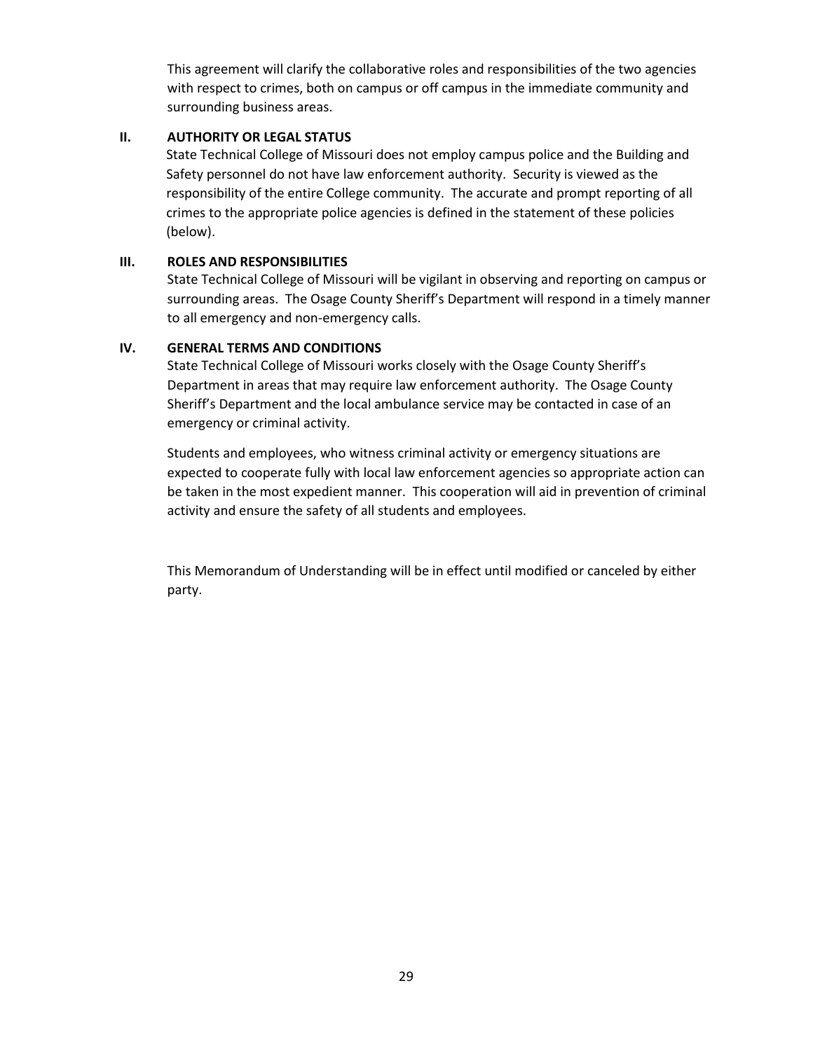This agreement will clarify the collaborative roles and responsibilities of the two agencies with respect to crimes, both on campus or off campus in the immediate community and surrounding business areas.

## II. AUTHORITY OR LEGAL STATUS

State Technical College of Missouri does not employ campus police and the Building and Safety personnel do not have law enforcement authority. Security is viewed as the responsibility of the entire College community. The accurate and prompt reporting of all crimes to the appropriate police agencies is defined in the statement of these policies (below).

## III. ROLES AND RESPONSIBILITIES

State Technical College of Missouri will be vigilant in observing and reporting on campus or surrounding areas. The Osage County Sheriff's Department will respond in a timely manner to all emergency and non-emergency calls.

## IV. GENERAL TERMS AND CONDITIONS

State Technical College of Missouri works closely with the Osage County Sheriff's Department in areas that may require law enforcement authority. The Osage County Sheriff's Department and the local ambulance service may be contacted in case of an emergency or criminal activity.

Students and employees, who witness criminal activity or emergency situations are expected to cooperate fully with local law enforcement agencies so appropriate action can be taken in the most expedient manner. This cooperation will aid in prevention of criminal activity and ensure the safety of all students and employees.

This Memorandum of Understanding will be in effect until modified or canceled by either party.